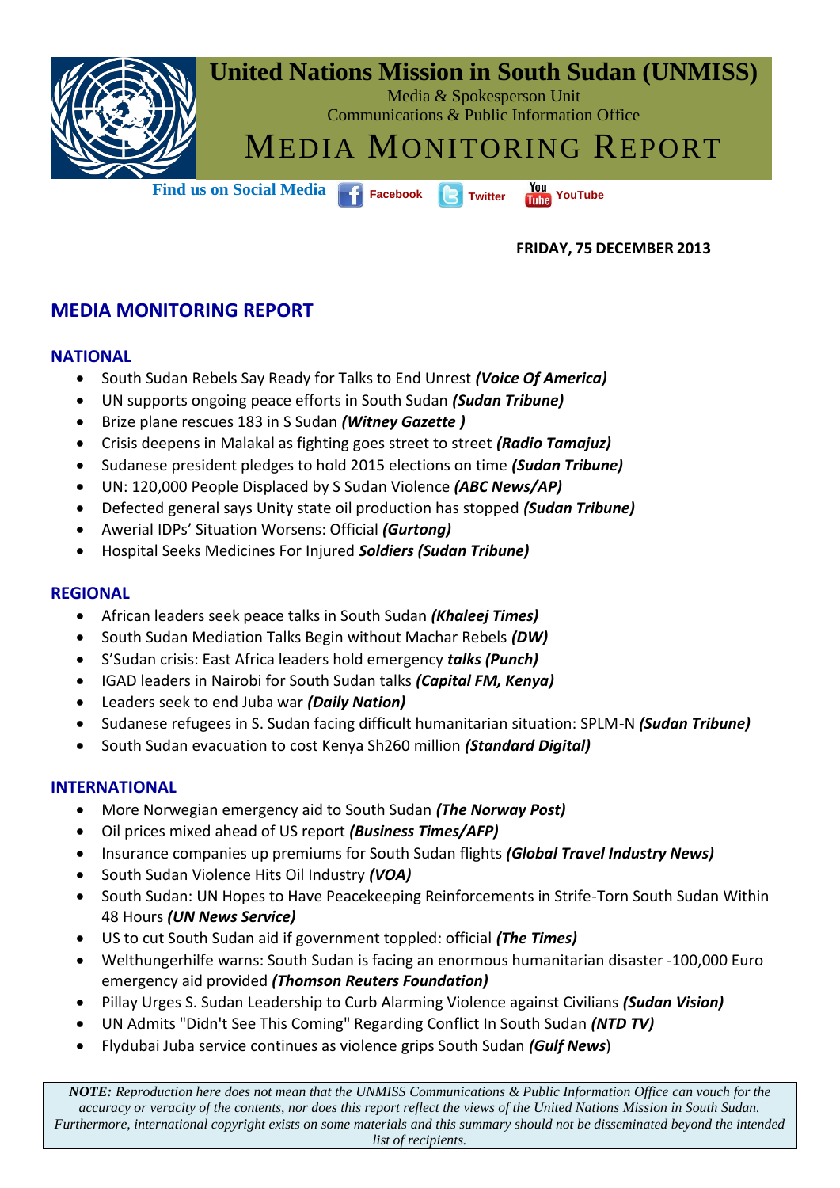# United Nations Mission in South Sudan (UNMISS)

Media & Spokesperson Unit
Communications & Public Information Office

# MEDIA MONITORING REPORT

**Find us on Social Media** Facebook Twitter YouTube

**FRIDAY, 75 DECEMBER 2013**

## MEDIA MONITORING REPORT

### NATIONAL

- South Sudan Rebels Say Ready for Talks to End Unrest ***(Voice Of America)***
- UN supports ongoing peace efforts in South Sudan ***(Sudan Tribune)***
- Brize plane rescues 183 in S Sudan ***(Witney Gazette )***
- Crisis deepens in Malakal as fighting goes street to street ***(Radio Tamajuz)***
- Sudanese president pledges to hold 2015 elections on time ***(Sudan Tribune)***
- UN: 120,000 People Displaced by S Sudan Violence ***(ABC News/AP)***
- Defected general says Unity state oil production has stopped ***(Sudan Tribune)***
- Awerial IDPs' Situation Worsens: Official ***(Gurtong)***
- Hospital Seeks Medicines For Injured ***Soldiers (Sudan Tribune)***

### REGIONAL

- African leaders seek peace talks in South Sudan ***(Khaleej Times)***
- South Sudan Mediation Talks Begin without Machar Rebels ***(DW)***
- S'Sudan crisis: East Africa leaders hold emergency ***talks (Punch)***
- IGAD leaders in Nairobi for South Sudan talks ***(Capital FM, Kenya)***
- Leaders seek to end Juba war ***(Daily Nation)***
- Sudanese refugees in S. Sudan facing difficult humanitarian situation: SPLM-N ***(Sudan Tribune)***
- South Sudan evacuation to cost Kenya Sh260 million ***(Standard Digital)***

### INTERNATIONAL

- More Norwegian emergency aid to South Sudan ***(The Norway Post)***
- Oil prices mixed ahead of US report ***(Business Times/AFP)***
- Insurance companies up premiums for South Sudan flights ***(Global Travel Industry News)***
- South Sudan Violence Hits Oil Industry ***(VOA)***
- South Sudan: UN Hopes to Have Peacekeeping Reinforcements in Strife-Torn South Sudan Within 48 Hours ***(UN News Service)***
- US to cut South Sudan aid if government toppled: official ***(The Times)***
- Welthungerhilfe warns: South Sudan is facing an enormous humanitarian disaster -100,000 Euro emergency aid provided ***(Thomson Reuters Foundation)***
- Pillay Urges S. Sudan Leadership to Curb Alarming Violence against Civilians ***(Sudan Vision)***
- UN Admits "Didn't See This Coming" Regarding Conflict In South Sudan ***(NTD TV)***
- Flydubai Juba service continues as violence grips South Sudan ***(Gulf News***)

***NOTE:*** *Reproduction here does not mean that the UNMISS Communications & Public Information Office can vouch for the accuracy or veracity of the contents, nor does this report reflect the views of the United Nations Mission in South Sudan. Furthermore, international copyright exists on some materials and this summary should not be disseminated beyond the intended list of recipients.*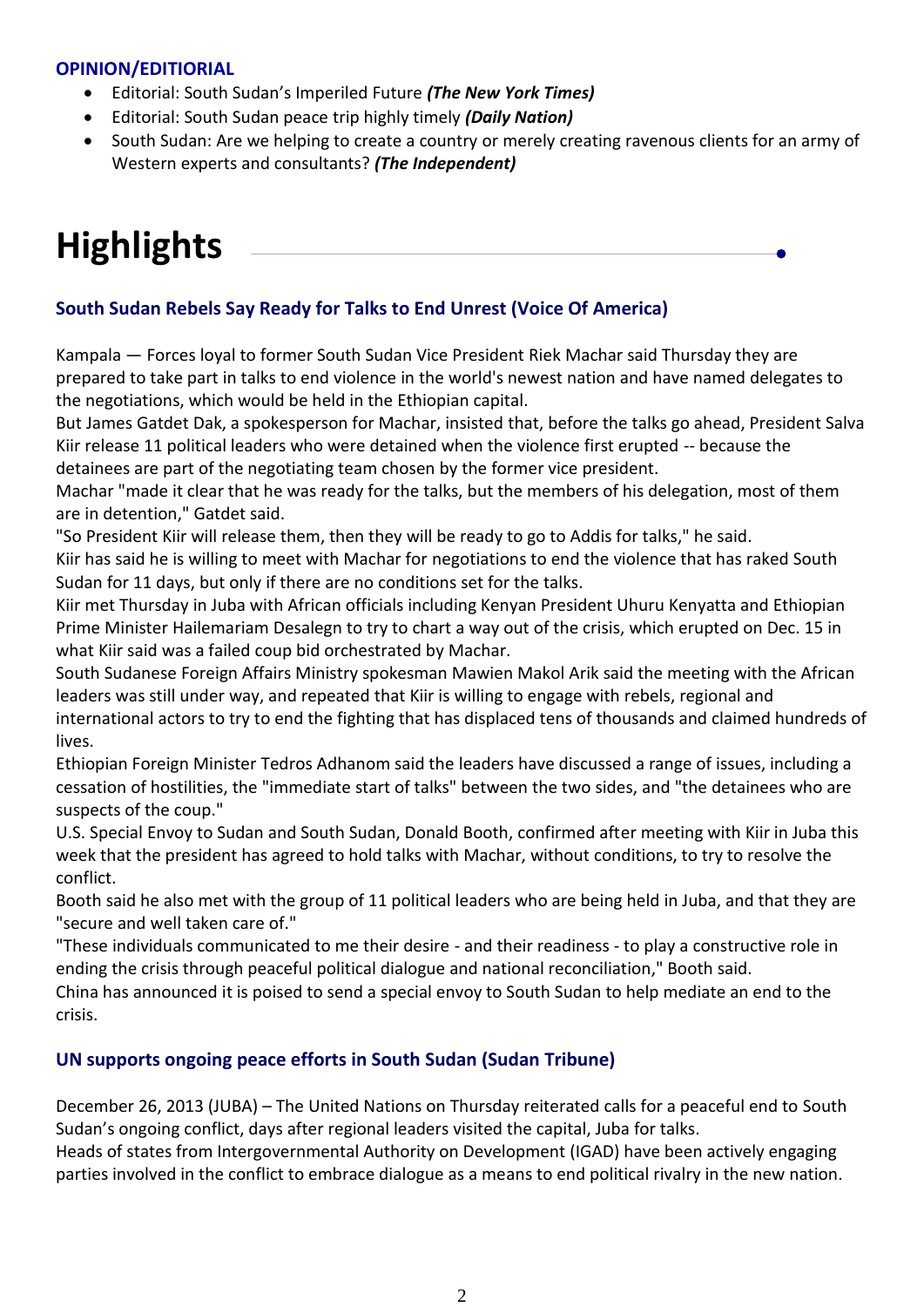### OPINION/EDITIORIAL

- Editorial: South Sudan's Imperiled Future ***(The New York Times)***
- Editorial: South Sudan peace trip highly timely ***(Daily Nation)***
- South Sudan: Are we helping to create a country or merely creating ravenous clients for an army of Western experts and consultants? ***(The Independent)***

# Highlights

### South Sudan Rebels Say Ready for Talks to End Unrest (Voice Of America)

Kampala — Forces loyal to former South Sudan Vice President Riek Machar said Thursday they are prepared to take part in talks to end violence in the world's newest nation and have named delegates to the negotiations, which would be held in the Ethiopian capital.

But James Gatdet Dak, a spokesperson for Machar, insisted that, before the talks go ahead, President Salva Kiir release 11 political leaders who were detained when the violence first erupted -- because the detainees are part of the negotiating team chosen by the former vice president.

Machar "made it clear that he was ready for the talks, but the members of his delegation, most of them are in detention," Gatdet said.

"So President Kiir will release them, then they will be ready to go to Addis for talks," he said.

Kiir has said he is willing to meet with Machar for negotiations to end the violence that has raked South Sudan for 11 days, but only if there are no conditions set for the talks.

Kiir met Thursday in Juba with African officials including Kenyan President Uhuru Kenyatta and Ethiopian Prime Minister Hailemariam Desalegn to try to chart a way out of the crisis, which erupted on Dec. 15 in what Kiir said was a failed coup bid orchestrated by Machar.

South Sudanese Foreign Affairs Ministry spokesman Mawien Makol Arik said the meeting with the African leaders was still under way, and repeated that Kiir is willing to engage with rebels, regional and international actors to try to end the fighting that has displaced tens of thousands and claimed hundreds of lives.

Ethiopian Foreign Minister Tedros Adhanom said the leaders have discussed a range of issues, including a cessation of hostilities, the "immediate start of talks" between the two sides, and "the detainees who are suspects of the coup."

U.S. Special Envoy to Sudan and South Sudan, Donald Booth, confirmed after meeting with Kiir in Juba this week that the president has agreed to hold talks with Machar, without conditions, to try to resolve the conflict.

Booth said he also met with the group of 11 political leaders who are being held in Juba, and that they are "secure and well taken care of."

"These individuals communicated to me their desire - and their readiness - to play a constructive role in ending the crisis through peaceful political dialogue and national reconciliation," Booth said.

China has announced it is poised to send a special envoy to South Sudan to help mediate an end to the crisis.

### UN supports ongoing peace efforts in South Sudan (Sudan Tribune)

December 26, 2013 (JUBA) – The United Nations on Thursday reiterated calls for a peaceful end to South Sudan's ongoing conflict, days after regional leaders visited the capital, Juba for talks.

Heads of states from Intergovernmental Authority on Development (IGAD) have been actively engaging parties involved in the conflict to embrace dialogue as a means to end political rivalry in the new nation.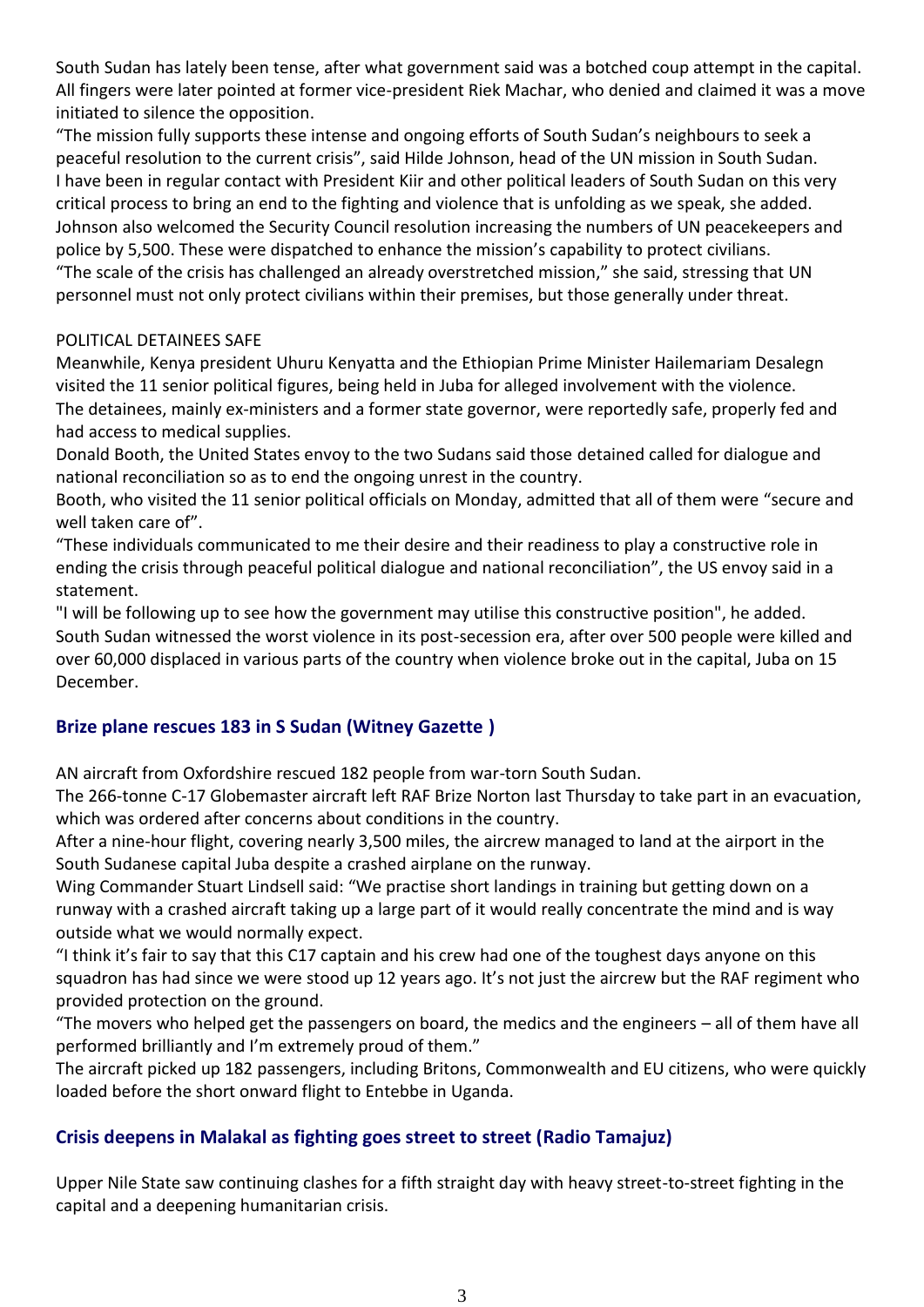South Sudan has lately been tense, after what government said was a botched coup attempt in the capital. All fingers were later pointed at former vice-president Riek Machar, who denied and claimed it was a move initiated to silence the opposition.

"The mission fully supports these intense and ongoing efforts of South Sudan's neighbours to seek a peaceful resolution to the current crisis", said Hilde Johnson, head of the UN mission in South Sudan. I have been in regular contact with President Kiir and other political leaders of South Sudan on this very critical process to bring an end to the fighting and violence that is unfolding as we speak, she added.

Johnson also welcomed the Security Council resolution increasing the numbers of UN peacekeepers and police by 5,500. These were dispatched to enhance the mission's capability to protect civilians.

"The scale of the crisis has challenged an already overstretched mission," she said, stressing that UN personnel must not only protect civilians within their premises, but those generally under threat.

POLITICAL DETAINEES SAFE

Meanwhile, Kenya president Uhuru Kenyatta and the Ethiopian Prime Minister Hailemariam Desalegn visited the 11 senior political figures, being held in Juba for alleged involvement with the violence.

The detainees, mainly ex-ministers and a former state governor, were reportedly safe, properly fed and had access to medical supplies.

Donald Booth, the United States envoy to the two Sudans said those detained called for dialogue and national reconciliation so as to end the ongoing unrest in the country.

Booth, who visited the 11 senior political officials on Monday, admitted that all of them were "secure and well taken care of".

"These individuals communicated to me their desire and their readiness to play a constructive role in ending the crisis through peaceful political dialogue and national reconciliation", the US envoy said in a statement.

"I will be following up to see how the government may utilise this constructive position", he added.

South Sudan witnessed the worst violence in its post-secession era, after over 500 people were killed and over 60,000 displaced in various parts of the country when violence broke out in the capital, Juba on 15 December.

## Brize plane rescues 183 in S Sudan (Witney Gazette )

AN aircraft from Oxfordshire rescued 182 people from war-torn South Sudan.

The 266-tonne C-17 Globemaster aircraft left RAF Brize Norton last Thursday to take part in an evacuation, which was ordered after concerns about conditions in the country.

After a nine-hour flight, covering nearly 3,500 miles, the aircrew managed to land at the airport in the South Sudanese capital Juba despite a crashed airplane on the runway.

Wing Commander Stuart Lindsell said: "We practise short landings in training but getting down on a runway with a crashed aircraft taking up a large part of it would really concentrate the mind and is way outside what we would normally expect.

"I think it's fair to say that this C17 captain and his crew had one of the toughest days anyone on this squadron has had since we were stood up 12 years ago. It's not just the aircrew but the RAF regiment who provided protection on the ground.

"The movers who helped get the passengers on board, the medics and the engineers – all of them have all performed brilliantly and I'm extremely proud of them."

The aircraft picked up 182 passengers, including Britons, Commonwealth and EU citizens, who were quickly loaded before the short onward flight to Entebbe in Uganda.

## Crisis deepens in Malakal as fighting goes street to street (Radio Tamajuz)

Upper Nile State saw continuing clashes for a fifth straight day with heavy street-to-street fighting in the capital and a deepening humanitarian crisis.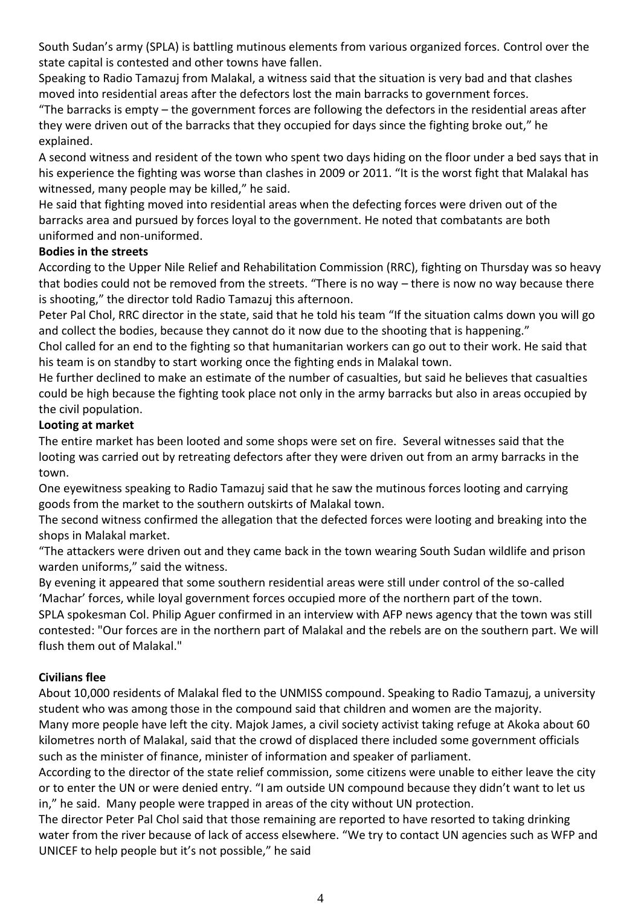South Sudan's army (SPLA) is battling mutinous elements from various organized forces. Control over the state capital is contested and other towns have fallen.

Speaking to Radio Tamazuj from Malakal, a witness said that the situation is very bad and that clashes moved into residential areas after the defectors lost the main barracks to government forces.

"The barracks is empty – the government forces are following the defectors in the residential areas after they were driven out of the barracks that they occupied for days since the fighting broke out," he explained.

A second witness and resident of the town who spent two days hiding on the floor under a bed says that in his experience the fighting was worse than clashes in 2009 or 2011. "It is the worst fight that Malakal has witnessed, many people may be killed," he said.

He said that fighting moved into residential areas when the defecting forces were driven out of the barracks area and pursued by forces loyal to the government. He noted that combatants are both uniformed and non-uniformed.

**Bodies in the streets**

According to the Upper Nile Relief and Rehabilitation Commission (RRC), fighting on Thursday was so heavy that bodies could not be removed from the streets. "There is no way – there is now no way because there is shooting," the director told Radio Tamazuj this afternoon.

Peter Pal Chol, RRC director in the state, said that he told his team "If the situation calms down you will go and collect the bodies, because they cannot do it now due to the shooting that is happening."

Chol called for an end to the fighting so that humanitarian workers can go out to their work. He said that his team is on standby to start working once the fighting ends in Malakal town.

He further declined to make an estimate of the number of casualties, but said he believes that casualties could be high because the fighting took place not only in the army barracks but also in areas occupied by the civil population.

**Looting at market**

The entire market has been looted and some shops were set on fire. Several witnesses said that the looting was carried out by retreating defectors after they were driven out from an army barracks in the town.

One eyewitness speaking to Radio Tamazuj said that he saw the mutinous forces looting and carrying goods from the market to the southern outskirts of Malakal town.

The second witness confirmed the allegation that the defected forces were looting and breaking into the shops in Malakal market.

"The attackers were driven out and they came back in the town wearing South Sudan wildlife and prison warden uniforms," said the witness.

By evening it appeared that some southern residential areas were still under control of the so-called 'Machar' forces, while loyal government forces occupied more of the northern part of the town.

SPLA spokesman Col. Philip Aguer confirmed in an interview with AFP news agency that the town was still contested: "Our forces are in the northern part of Malakal and the rebels are on the southern part. We will flush them out of Malakal."

**Civilians flee**

About 10,000 residents of Malakal fled to the UNMISS compound. Speaking to Radio Tamazuj, a university student who was among those in the compound said that children and women are the majority.

Many more people have left the city. Majok James, a civil society activist taking refuge at Akoka about 60 kilometres north of Malakal, said that the crowd of displaced there included some government officials such as the minister of finance, minister of information and speaker of parliament.

According to the director of the state relief commission, some citizens were unable to either leave the city or to enter the UN or were denied entry. "I am outside UN compound because they didn't want to let us in," he said. Many people were trapped in areas of the city without UN protection.

The director Peter Pal Chol said that those remaining are reported to have resorted to taking drinking water from the river because of lack of access elsewhere. "We try to contact UN agencies such as WFP and UNICEF to help people but it's not possible," he said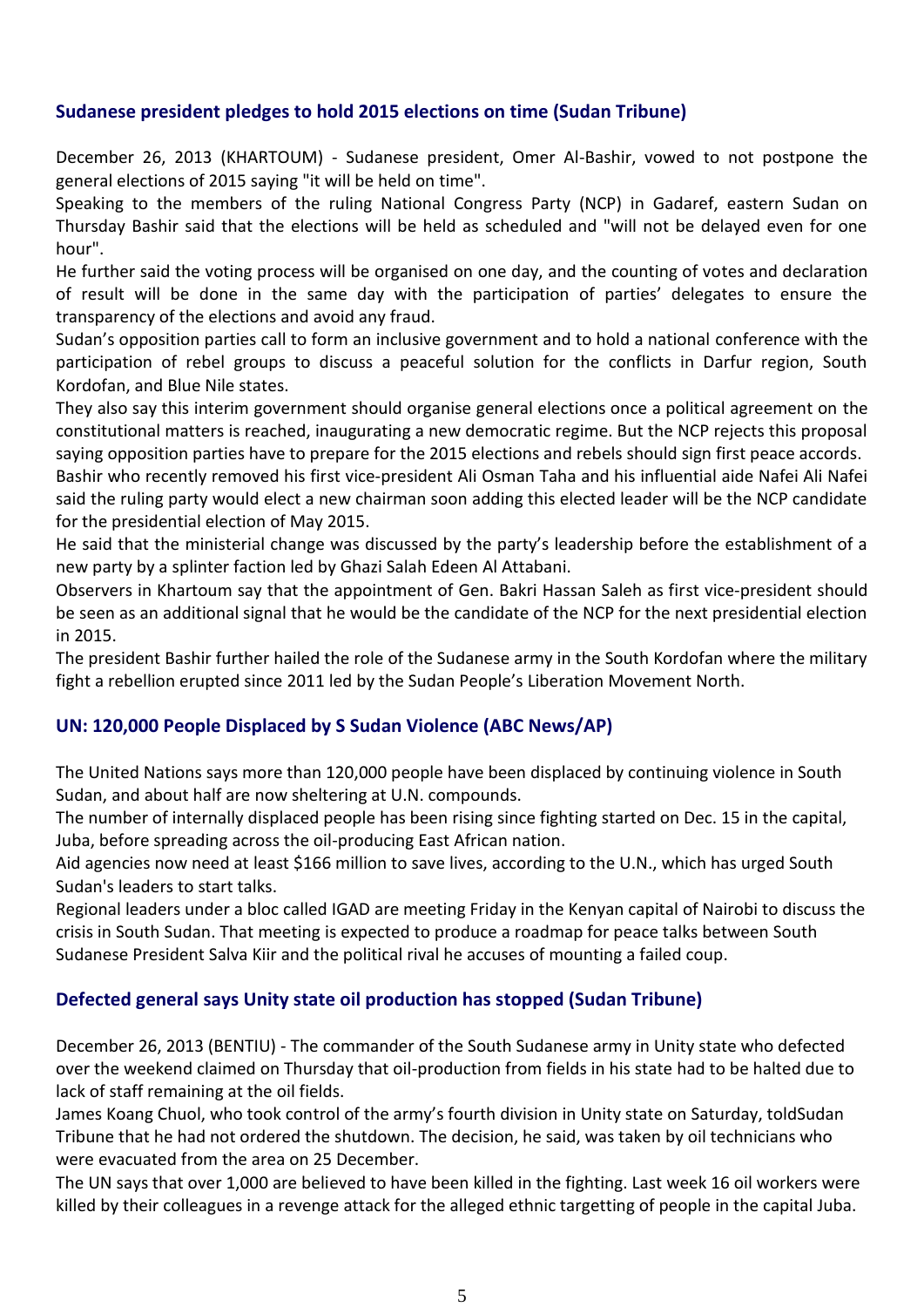### Sudanese president pledges to hold 2015 elections on time (Sudan Tribune)

December 26, 2013 (KHARTOUM) - Sudanese president, Omer Al-Bashir, vowed to not postpone the general elections of 2015 saying "it will be held on time".

Speaking to the members of the ruling National Congress Party (NCP) in Gadaref, eastern Sudan on Thursday Bashir said that the elections will be held as scheduled and "will not be delayed even for one hour".

He further said the voting process will be organised on one day, and the counting of votes and declaration of result will be done in the same day with the participation of parties' delegates to ensure the transparency of the elections and avoid any fraud.

Sudan's opposition parties call to form an inclusive government and to hold a national conference with the participation of rebel groups to discuss a peaceful solution for the conflicts in Darfur region, South Kordofan, and Blue Nile states.

They also say this interim government should organise general elections once a political agreement on the constitutional matters is reached, inaugurating a new democratic regime. But the NCP rejects this proposal saying opposition parties have to prepare for the 2015 elections and rebels should sign first peace accords.

Bashir who recently removed his first vice-president Ali Osman Taha and his influential aide Nafei Ali Nafei said the ruling party would elect a new chairman soon adding this elected leader will be the NCP candidate for the presidential election of May 2015.

He said that the ministerial change was discussed by the party's leadership before the establishment of a new party by a splinter faction led by Ghazi Salah Edeen Al Attabani.

Observers in Khartoum say that the appointment of Gen. Bakri Hassan Saleh as first vice-president should be seen as an additional signal that he would be the candidate of the NCP for the next presidential election in 2015.

The president Bashir further hailed the role of the Sudanese army in the South Kordofan where the military fight a rebellion erupted since 2011 led by the Sudan People's Liberation Movement North.

### UN: 120,000 People Displaced by S Sudan Violence (ABC News/AP)

The United Nations says more than 120,000 people have been displaced by continuing violence in South Sudan, and about half are now sheltering at U.N. compounds.

The number of internally displaced people has been rising since fighting started on Dec. 15 in the capital, Juba, before spreading across the oil-producing East African nation.

Aid agencies now need at least $166 million to save lives, according to the U.N., which has urged South Sudan's leaders to start talks.

Regional leaders under a bloc called IGAD are meeting Friday in the Kenyan capital of Nairobi to discuss the crisis in South Sudan. That meeting is expected to produce a roadmap for peace talks between South Sudanese President Salva Kiir and the political rival he accuses of mounting a failed coup.

### Defected general says Unity state oil production has stopped (Sudan Tribune)

December 26, 2013 (BENTIU) - The commander of the South Sudanese army in Unity state who defected over the weekend claimed on Thursday that oil-production from fields in his state had to be halted due to lack of staff remaining at the oil fields.

James Koang Chuol, who took control of the army's fourth division in Unity state on Saturday, toldSudan Tribune that he had not ordered the shutdown. The decision, he said, was taken by oil technicians who were evacuated from the area on 25 December.

The UN says that over 1,000 are believed to have been killed in the fighting. Last week 16 oil workers were killed by their colleagues in a revenge attack for the alleged ethnic targetting of people in the capital Juba.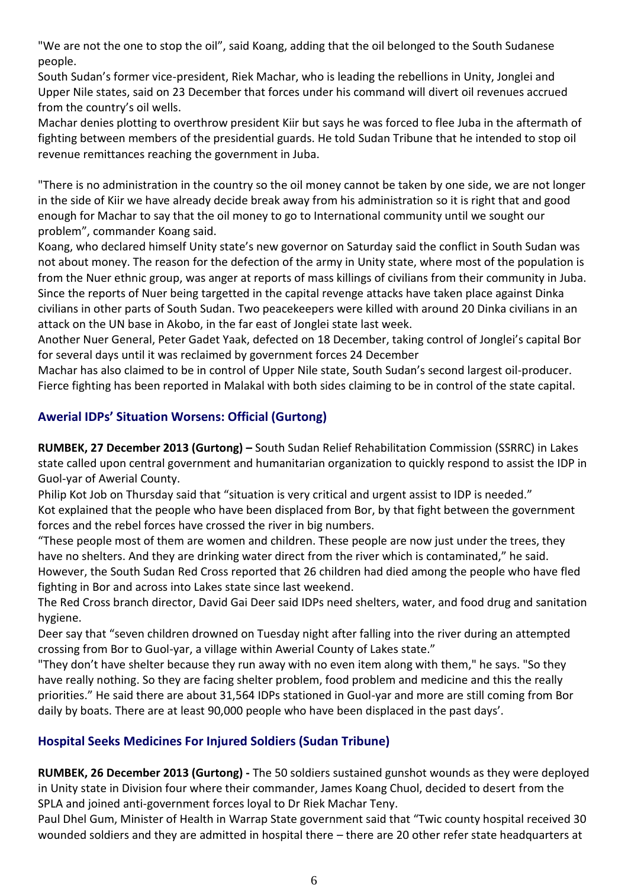"We are not the one to stop the oil", said Koang, adding that the oil belonged to the South Sudanese people.

South Sudan's former vice-president, Riek Machar, who is leading the rebellions in Unity, Jonglei and Upper Nile states, said on 23 December that forces under his command will divert oil revenues accrued from the country's oil wells.

Machar denies plotting to overthrow president Kiir but says he was forced to flee Juba in the aftermath of fighting between members of the presidential guards. He told Sudan Tribune that he intended to stop oil revenue remittances reaching the government in Juba.

"There is no administration in the country so the oil money cannot be taken by one side, we are not longer in the side of Kiir we have already decide break away from his administration so it is right that and good enough for Machar to say that the oil money to go to International community until we sought our problem", commander Koang said.

Koang, who declared himself Unity state's new governor on Saturday said the conflict in South Sudan was not about money. The reason for the defection of the army in Unity state, where most of the population is from the Nuer ethnic group, was anger at reports of mass killings of civilians from their community in Juba. Since the reports of Nuer being targetted in the capital revenge attacks have taken place against Dinka civilians in other parts of South Sudan. Two peacekeepers were killed with around 20 Dinka civilians in an attack on the UN base in Akobo, in the far east of Jonglei state last week.

Another Nuer General, Peter Gadet Yaak, defected on 18 December, taking control of Jonglei's capital Bor for several days until it was reclaimed by government forces 24 December

Machar has also claimed to be in control of Upper Nile state, South Sudan's second largest oil-producer. Fierce fighting has been reported in Malakal with both sides claiming to be in control of the state capital.

## Awerial IDPs' Situation Worsens: Official (Gurtong)

**RUMBEK, 27 December 2013 (Gurtong) –** South Sudan Relief Rehabilitation Commission (SSRRC) in Lakes state called upon central government and humanitarian organization to quickly respond to assist the IDP in Guol-yar of Awerial County.

Philip Kot Job on Thursday said that "situation is very critical and urgent assist to IDP is needed."

Kot explained that the people who have been displaced from Bor, by that fight between the government forces and the rebel forces have crossed the river in big numbers.

"These people most of them are women and children. These people are now just under the trees, they have no shelters. And they are drinking water direct from the river which is contaminated," he said.

However, the South Sudan Red Cross reported that 26 children had died among the people who have fled fighting in Bor and across into Lakes state since last weekend.

The Red Cross branch director, David Gai Deer said IDPs need shelters, water, and food drug and sanitation hygiene.

Deer say that "seven children drowned on Tuesday night after falling into the river during an attempted crossing from Bor to Guol-yar, a village within Awerial County of Lakes state."

"They don't have shelter because they run away with no even item along with them," he says. "So they have really nothing. So they are facing shelter problem, food problem and medicine and this the really priorities." He said there are about 31,564 IDPs stationed in Guol-yar and more are still coming from Bor daily by boats. There are at least 90,000 people who have been displaced in the past days'.

## Hospital Seeks Medicines For Injured Soldiers (Sudan Tribune)

**RUMBEK, 26 December 2013 (Gurtong) -** The 50 soldiers sustained gunshot wounds as they were deployed in Unity state in Division four where their commander, James Koang Chuol, decided to desert from the SPLA and joined anti-government forces loyal to Dr Riek Machar Teny.

Paul Dhel Gum, Minister of Health in Warrap State government said that "Twic county hospital received 30 wounded soldiers and they are admitted in hospital there – there are 20 other refer state headquarters at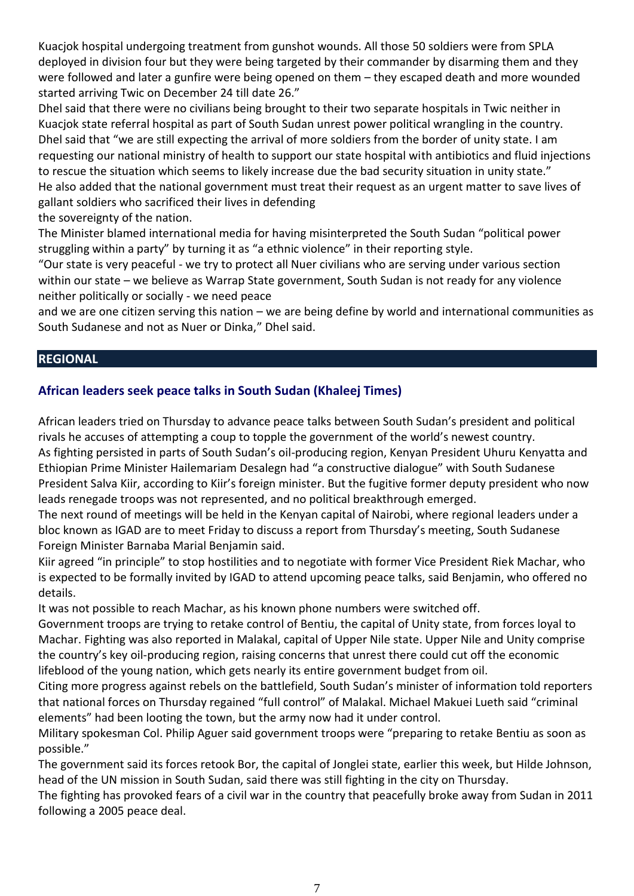Kuacjok hospital undergoing treatment from gunshot wounds. All those 50 soldiers were from SPLA deployed in division four but they were being targeted by their commander by disarming them and they were followed and later a gunfire were being opened on them – they escaped death and more wounded started arriving Twic on December 24 till date 26."

Dhel said that there were no civilians being brought to their two separate hospitals in Twic neither in Kuacjok state referral hospital as part of South Sudan unrest power political wrangling in the country.

Dhel said that "we are still expecting the arrival of more soldiers from the border of unity state. I am requesting our national ministry of health to support our state hospital with antibiotics and fluid injections to rescue the situation which seems to likely increase due the bad security situation in unity state."

He also added that the national government must treat their request as an urgent matter to save lives of gallant soldiers who sacrificed their lives in defending the sovereignty of the nation.

The Minister blamed international media for having misinterpreted the South Sudan "political power struggling within a party" by turning it as "a ethnic violence" in their reporting style.

"Our state is very peaceful - we try to protect all Nuer civilians who are serving under various section within our state – we believe as Warrap State government, South Sudan is not ready for any violence neither politically or socially - we need peace and we are one citizen serving this nation – we are being define by world and international communities as South Sudanese and not as Nuer or Dinka," Dhel said.

## REGIONAL

### African leaders seek peace talks in South Sudan (Khaleej Times)

African leaders tried on Thursday to advance peace talks between South Sudan's president and political rivals he accuses of attempting a coup to topple the government of the world's newest country.

As fighting persisted in parts of South Sudan's oil-producing region, Kenyan President Uhuru Kenyatta and Ethiopian Prime Minister Hailemariam Desalegn had "a constructive dialogue" with South Sudanese President Salva Kiir, according to Kiir's foreign minister. But the fugitive former deputy president who now leads renegade troops was not represented, and no political breakthrough emerged.

The next round of meetings will be held in the Kenyan capital of Nairobi, where regional leaders under a bloc known as IGAD are to meet Friday to discuss a report from Thursday's meeting, South Sudanese Foreign Minister Barnaba Marial Benjamin said.

Kiir agreed "in principle" to stop hostilities and to negotiate with former Vice President Riek Machar, who is expected to be formally invited by IGAD to attend upcoming peace talks, said Benjamin, who offered no details.

It was not possible to reach Machar, as his known phone numbers were switched off.

Government troops are trying to retake control of Bentiu, the capital of Unity state, from forces loyal to Machar. Fighting was also reported in Malakal, capital of Upper Nile state. Upper Nile and Unity comprise the country's key oil-producing region, raising concerns that unrest there could cut off the economic lifeblood of the young nation, which gets nearly its entire government budget from oil.

Citing more progress against rebels on the battlefield, South Sudan's minister of information told reporters that national forces on Thursday regained "full control" of Malakal. Michael Makuei Lueth said "criminal elements" had been looting the town, but the army now had it under control.

Military spokesman Col. Philip Aguer said government troops were "preparing to retake Bentiu as soon as possible."

The government said its forces retook Bor, the capital of Jonglei state, earlier this week, but Hilde Johnson, head of the UN mission in South Sudan, said there was still fighting in the city on Thursday.

The fighting has provoked fears of a civil war in the country that peacefully broke away from Sudan in 2011 following a 2005 peace deal.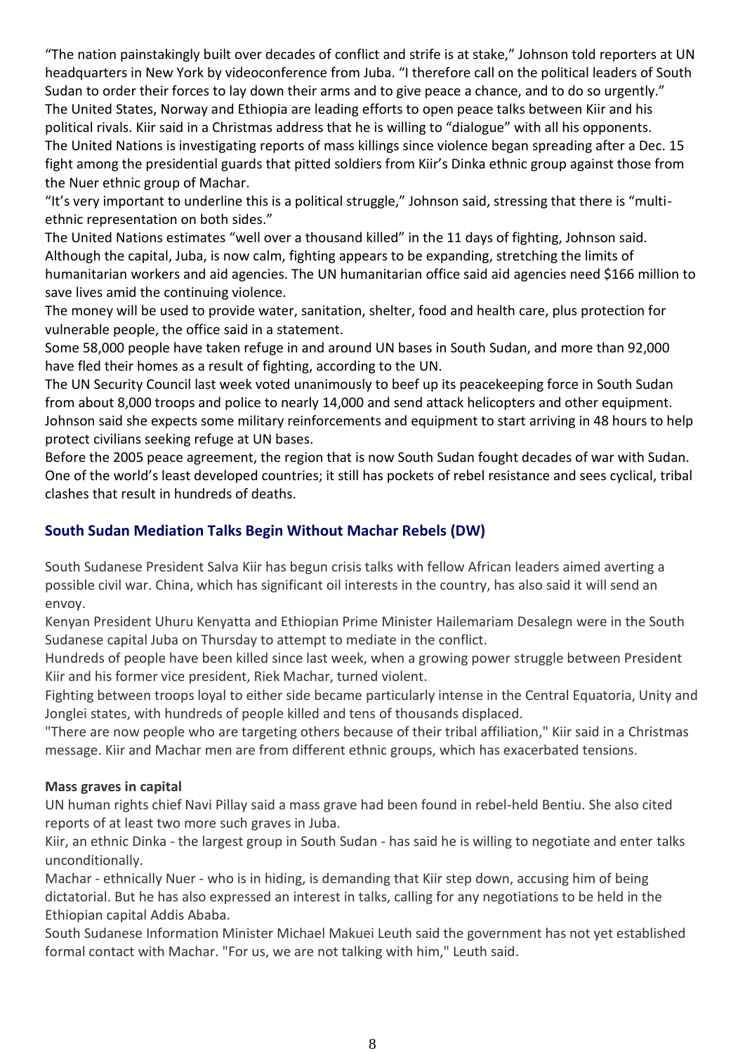"The nation painstakingly built over decades of conflict and strife is at stake," Johnson told reporters at UN headquarters in New York by videoconference from Juba. "I therefore call on the political leaders of South Sudan to order their forces to lay down their arms and to give peace a chance, and to do so urgently."

The United States, Norway and Ethiopia are leading efforts to open peace talks between Kiir and his political rivals. Kiir said in a Christmas address that he is willing to "dialogue" with all his opponents.

The United Nations is investigating reports of mass killings since violence began spreading after a Dec. 15 fight among the presidential guards that pitted soldiers from Kiir's Dinka ethnic group against those from the Nuer ethnic group of Machar.

"It's very important to underline this is a political struggle," Johnson said, stressing that there is "multi-ethnic representation on both sides."

The United Nations estimates "well over a thousand killed" in the 11 days of fighting, Johnson said. Although the capital, Juba, is now calm, fighting appears to be expanding, stretching the limits of humanitarian workers and aid agencies. The UN humanitarian office said aid agencies need $166 million to save lives amid the continuing violence.

The money will be used to provide water, sanitation, shelter, food and health care, plus protection for vulnerable people, the office said in a statement.

Some 58,000 people have taken refuge in and around UN bases in South Sudan, and more than 92,000 have fled their homes as a result of fighting, according to the UN.

The UN Security Council last week voted unanimously to beef up its peacekeeping force in South Sudan from about 8,000 troops and police to nearly 14,000 and send attack helicopters and other equipment. Johnson said she expects some military reinforcements and equipment to start arriving in 48 hours to help protect civilians seeking refuge at UN bases.

Before the 2005 peace agreement, the region that is now South Sudan fought decades of war with Sudan. One of the world's least developed countries; it still has pockets of rebel resistance and sees cyclical, tribal clashes that result in hundreds of deaths.

## South Sudan Mediation Talks Begin Without Machar Rebels (DW)

South Sudanese President Salva Kiir has begun crisis talks with fellow African leaders aimed averting a possible civil war. China, which has significant oil interests in the country, has also said it will send an envoy.

Kenyan President Uhuru Kenyatta and Ethiopian Prime Minister Hailemariam Desalegn were in the South Sudanese capital Juba on Thursday to attempt to mediate in the conflict.

Hundreds of people have been killed since last week, when a growing power struggle between President Kiir and his former vice president, Riek Machar, turned violent.

Fighting between troops loyal to either side became particularly intense in the Central Equatoria, Unity and Jonglei states, with hundreds of people killed and tens of thousands displaced.

"There are now people who are targeting others because of their tribal affiliation," Kiir said in a Christmas message. Kiir and Machar men are from different ethnic groups, which has exacerbated tensions.

### Mass graves in capital

UN human rights chief Navi Pillay said a mass grave had been found in rebel-held Bentiu. She also cited reports of at least two more such graves in Juba.

Kiir, an ethnic Dinka - the largest group in South Sudan - has said he is willing to negotiate and enter talks unconditionally.

Machar - ethnically Nuer - who is in hiding, is demanding that Kiir step down, accusing him of being dictatorial. But he has also expressed an interest in talks, calling for any negotiations to be held in the Ethiopian capital Addis Ababa.

South Sudanese Information Minister Michael Makuei Leuth said the government has not yet established formal contact with Machar. "For us, we are not talking with him," Leuth said.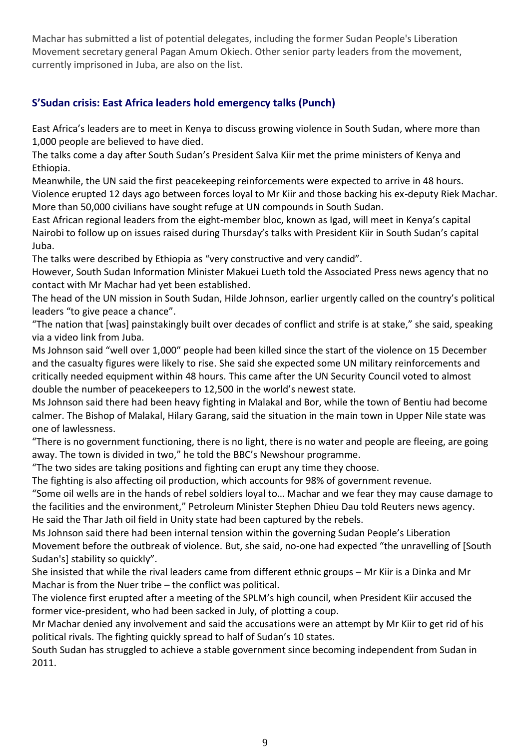Machar has submitted a list of potential delegates, including the former Sudan People's Liberation Movement secretary general Pagan Amum Okiech. Other senior party leaders from the movement, currently imprisoned in Juba, are also on the list.

### S'Sudan crisis: East Africa leaders hold emergency talks (Punch)

East Africa's leaders are to meet in Kenya to discuss growing violence in South Sudan, where more than 1,000 people are believed to have died.

The talks come a day after South Sudan's President Salva Kiir met the prime ministers of Kenya and Ethiopia.

Meanwhile, the UN said the first peacekeeping reinforcements were expected to arrive in 48 hours.

Violence erupted 12 days ago between forces loyal to Mr Kiir and those backing his ex-deputy Riek Machar.

More than 50,000 civilians have sought refuge at UN compounds in South Sudan.

East African regional leaders from the eight-member bloc, known as Igad, will meet in Kenya's capital Nairobi to follow up on issues raised during Thursday's talks with President Kiir in South Sudan's capital Juba.

The talks were described by Ethiopia as "very constructive and very candid".

However, South Sudan Information Minister Makuei Lueth told the Associated Press news agency that no contact with Mr Machar had yet been established.

The head of the UN mission in South Sudan, Hilde Johnson, earlier urgently called on the country's political leaders "to give peace a chance".

"The nation that [was] painstakingly built over decades of conflict and strife is at stake," she said, speaking via a video link from Juba.

Ms Johnson said "well over 1,000" people had been killed since the start of the violence on 15 December and the casualty figures were likely to rise. She said she expected some UN military reinforcements and critically needed equipment within 48 hours. This came after the UN Security Council voted to almost double the number of peacekeepers to 12,500 in the world's newest state.

Ms Johnson said there had been heavy fighting in Malakal and Bor, while the town of Bentiu had become calmer. The Bishop of Malakal, Hilary Garang, said the situation in the main town in Upper Nile state was one of lawlessness.

"There is no government functioning, there is no light, there is no water and people are fleeing, are going away. The town is divided in two," he told the BBC's Newshour programme.

"The two sides are taking positions and fighting can erupt any time they choose.

The fighting is also affecting oil production, which accounts for 98% of government revenue.

"Some oil wells are in the hands of rebel soldiers loyal to… Machar and we fear they may cause damage to the facilities and the environment," Petroleum Minister Stephen Dhieu Dau told Reuters news agency.

He said the Thar Jath oil field in Unity state had been captured by the rebels.

Ms Johnson said there had been internal tension within the governing Sudan People's Liberation Movement before the outbreak of violence. But, she said, no-one had expected "the unravelling of [South Sudan's] stability so quickly".

She insisted that while the rival leaders came from different ethnic groups – Mr Kiir is a Dinka and Mr Machar is from the Nuer tribe – the conflict was political.

The violence first erupted after a meeting of the SPLM's high council, when President Kiir accused the former vice-president, who had been sacked in July, of plotting a coup.

Mr Machar denied any involvement and said the accusations were an attempt by Mr Kiir to get rid of his political rivals. The fighting quickly spread to half of Sudan's 10 states.

South Sudan has struggled to achieve a stable government since becoming independent from Sudan in 2011.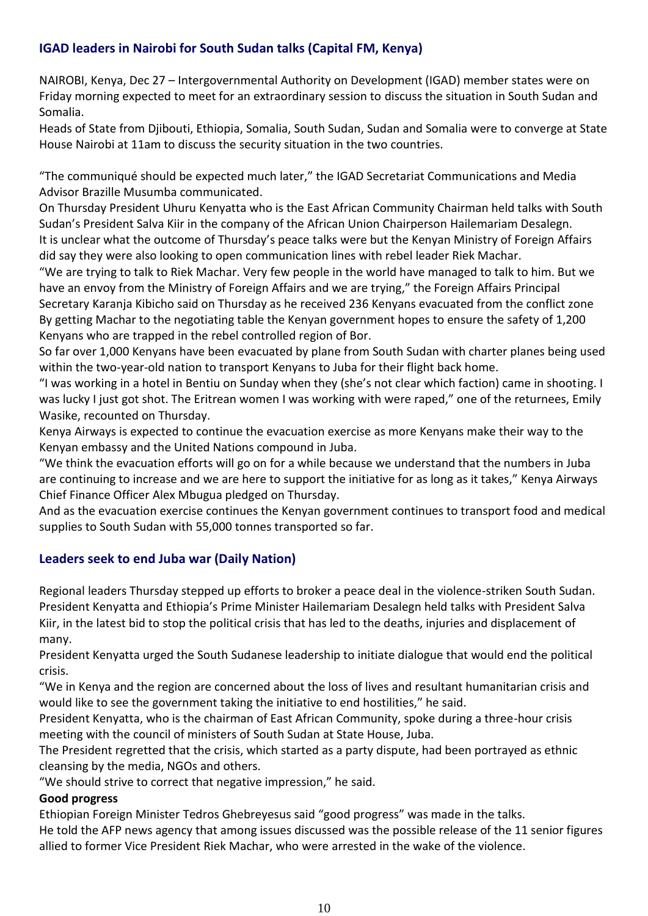## IGAD leaders in Nairobi for South Sudan talks (Capital FM, Kenya)

NAIROBI, Kenya, Dec 27 – Intergovernmental Authority on Development (IGAD) member states were on Friday morning expected to meet for an extraordinary session to discuss the situation in South Sudan and Somalia.

Heads of State from Djibouti, Ethiopia, Somalia, South Sudan, Sudan and Somalia were to converge at State House Nairobi at 11am to discuss the security situation in the two countries.

"The communiqué should be expected much later," the IGAD Secretariat Communications and Media Advisor Brazille Musumba communicated.

On Thursday President Uhuru Kenyatta who is the East African Community Chairman held talks with South Sudan's President Salva Kiir in the company of the African Union Chairperson Hailemariam Desalegn.

It is unclear what the outcome of Thursday's peace talks were but the Kenyan Ministry of Foreign Affairs did say they were also looking to open communication lines with rebel leader Riek Machar.

"We are trying to talk to Riek Machar. Very few people in the world have managed to talk to him. But we have an envoy from the Ministry of Foreign Affairs and we are trying," the Foreign Affairs Principal Secretary Karanja Kibicho said on Thursday as he received 236 Kenyans evacuated from the conflict zone By getting Machar to the negotiating table the Kenyan government hopes to ensure the safety of 1,200 Kenyans who are trapped in the rebel controlled region of Bor.

So far over 1,000 Kenyans have been evacuated by plane from South Sudan with charter planes being used within the two-year-old nation to transport Kenyans to Juba for their flight back home.

"I was working in a hotel in Bentiu on Sunday when they (she's not clear which faction) came in shooting. I was lucky I just got shot. The Eritrean women I was working with were raped," one of the returnees, Emily Wasike, recounted on Thursday.

Kenya Airways is expected to continue the evacuation exercise as more Kenyans make their way to the Kenyan embassy and the United Nations compound in Juba.

"We think the evacuation efforts will go on for a while because we understand that the numbers in Juba are continuing to increase and we are here to support the initiative for as long as it takes," Kenya Airways Chief Finance Officer Alex Mbugua pledged on Thursday.

And as the evacuation exercise continues the Kenyan government continues to transport food and medical supplies to South Sudan with 55,000 tonnes transported so far.

## Leaders seek to end Juba war (Daily Nation)

Regional leaders Thursday stepped up efforts to broker a peace deal in the violence-striken South Sudan. President Kenyatta and Ethiopia's Prime Minister Hailemariam Desalegn held talks with President Salva Kiir, in the latest bid to stop the political crisis that has led to the deaths, injuries and displacement of many.

President Kenyatta urged the South Sudanese leadership to initiate dialogue that would end the political crisis.

"We in Kenya and the region are concerned about the loss of lives and resultant humanitarian crisis and would like to see the government taking the initiative to end hostilities," he said.

President Kenyatta, who is the chairman of East African Community, spoke during a three-hour crisis meeting with the council of ministers of South Sudan at State House, Juba.

The President regretted that the crisis, which started as a party dispute, had been portrayed as ethnic cleansing by the media, NGOs and others.

"We should strive to correct that negative impression," he said.

**Good progress**

Ethiopian Foreign Minister Tedros Ghebreyesus said "good progress" was made in the talks.

He told the AFP news agency that among issues discussed was the possible release of the 11 senior figures allied to former Vice President Riek Machar, who were arrested in the wake of the violence.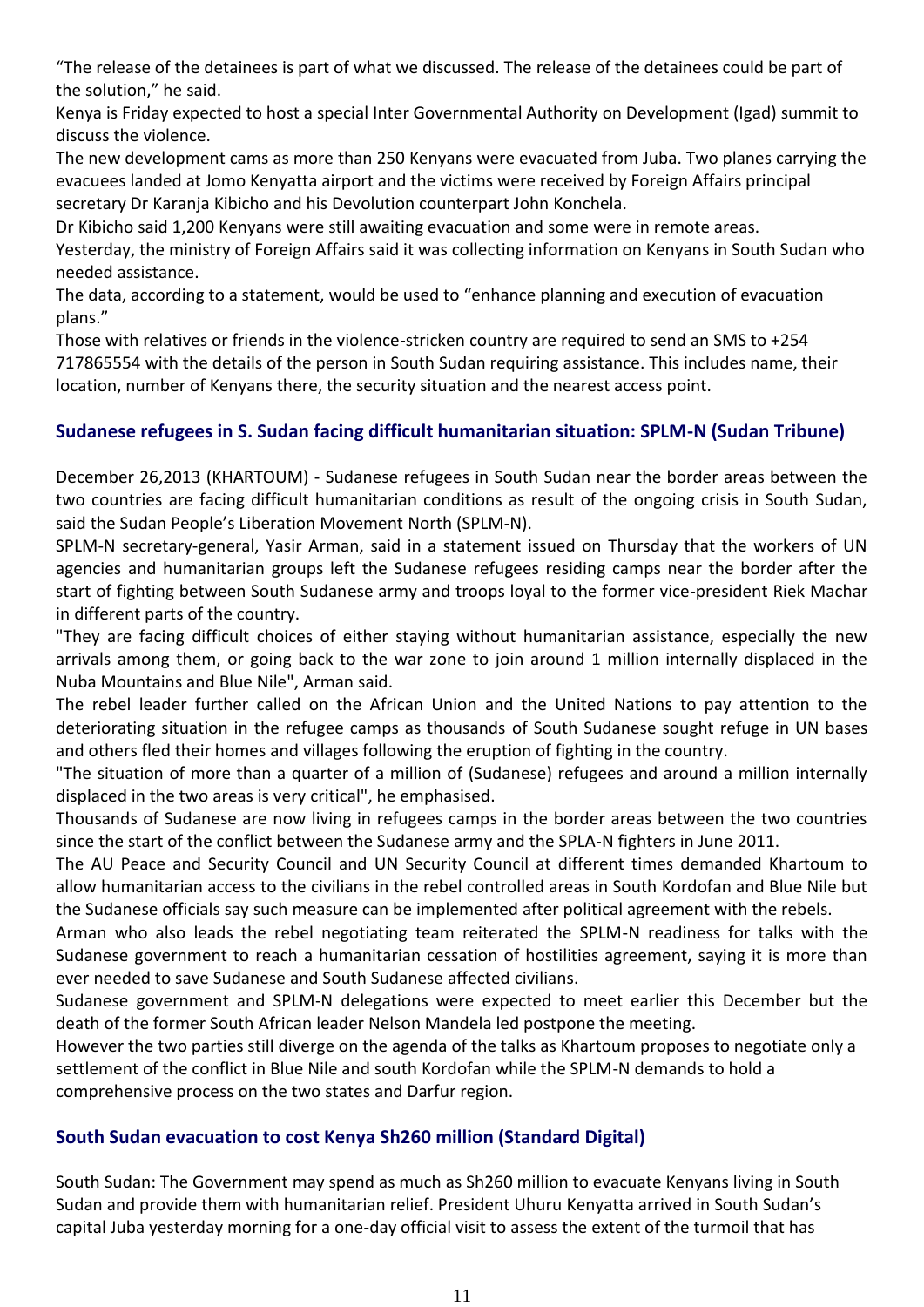"The release of the detainees is part of what we discussed. The release of the detainees could be part of the solution," he said.

Kenya is Friday expected to host a special Inter Governmental Authority on Development (Igad) summit to discuss the violence.

The new development cams as more than 250 Kenyans were evacuated from Juba. Two planes carrying the evacuees landed at Jomo Kenyatta airport and the victims were received by Foreign Affairs principal secretary Dr Karanja Kibicho and his Devolution counterpart John Konchela.

Dr Kibicho said 1,200 Kenyans were still awaiting evacuation and some were in remote areas.

Yesterday, the ministry of Foreign Affairs said it was collecting information on Kenyans in South Sudan who needed assistance.

The data, according to a statement, would be used to "enhance planning and execution of evacuation plans."

Those with relatives or friends in the violence-stricken country are required to send an SMS to +254 717865554 with the details of the person in South Sudan requiring assistance. This includes name, their location, number of Kenyans there, the security situation and the nearest access point.

## Sudanese refugees in S. Sudan facing difficult humanitarian situation: SPLM-N (Sudan Tribune)

December 26,2013 (KHARTOUM) - Sudanese refugees in South Sudan near the border areas between the two countries are facing difficult humanitarian conditions as result of the ongoing crisis in South Sudan, said the Sudan People's Liberation Movement North (SPLM-N).

SPLM-N secretary-general, Yasir Arman, said in a statement issued on Thursday that the workers of UN agencies and humanitarian groups left the Sudanese refugees residing camps near the border after the start of fighting between South Sudanese army and troops loyal to the former vice-president Riek Machar in different parts of the country.

"They are facing difficult choices of either staying without humanitarian assistance, especially the new arrivals among them, or going back to the war zone to join around 1 million internally displaced in the Nuba Mountains and Blue Nile", Arman said.

The rebel leader further called on the African Union and the United Nations to pay attention to the deteriorating situation in the refugee camps as thousands of South Sudanese sought refuge in UN bases and others fled their homes and villages following the eruption of fighting in the country.

"The situation of more than a quarter of a million of (Sudanese) refugees and around a million internally displaced in the two areas is very critical", he emphasised.

Thousands of Sudanese are now living in refugees camps in the border areas between the two countries since the start of the conflict between the Sudanese army and the SPLA-N fighters in June 2011.

The AU Peace and Security Council and UN Security Council at different times demanded Khartoum to allow humanitarian access to the civilians in the rebel controlled areas in South Kordofan and Blue Nile but the Sudanese officials say such measure can be implemented after political agreement with the rebels.

Arman who also leads the rebel negotiating team reiterated the SPLM-N readiness for talks with the Sudanese government to reach a humanitarian cessation of hostilities agreement, saying it is more than ever needed to save Sudanese and South Sudanese affected civilians.

Sudanese government and SPLM-N delegations were expected to meet earlier this December but the death of the former South African leader Nelson Mandela led postpone the meeting.

However the two parties still diverge on the agenda of the talks as Khartoum proposes to negotiate only a settlement of the conflict in Blue Nile and south Kordofan while the SPLM-N demands to hold a comprehensive process on the two states and Darfur region.

## South Sudan evacuation to cost Kenya Sh260 million (Standard Digital)

South Sudan: The Government may spend as much as Sh260 million to evacuate Kenyans living in South Sudan and provide them with humanitarian relief. President Uhuru Kenyatta arrived in South Sudan's capital Juba yesterday morning for a one-day official visit to assess the extent of the turmoil that has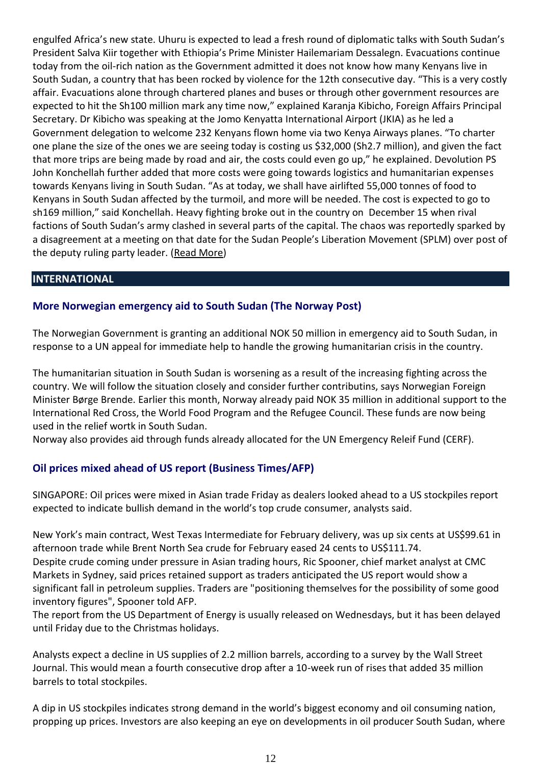engulfed Africa's new state. Uhuru is expected to lead a fresh round of diplomatic talks with South Sudan's President Salva Kiir together with Ethiopia's Prime Minister Hailemariam Dessalegn. Evacuations continue today from the oil-rich nation as the Government admitted it does not know how many Kenyans live in South Sudan, a country that has been rocked by violence for the 12th consecutive day. "This is a very costly affair. Evacuations alone through chartered planes and buses or through other government resources are expected to hit the Sh100 million mark any time now," explained Karanja Kibicho, Foreign Affairs Principal Secretary. Dr Kibicho was speaking at the Jomo Kenyatta International Airport (JKIA) as he led a Government delegation to welcome 232 Kenyans flown home via two Kenya Airways planes. "To charter one plane the size of the ones we are seeing today is costing us $32,000 (Sh2.7 million), and given the fact that more trips are being made by road and air, the costs could even go up," he explained. Devolution PS John Konchellah further added that more costs were going towards logistics and humanitarian expenses towards Kenyans living in South Sudan. "As at today, we shall have airlifted 55,000 tonnes of food to Kenyans in South Sudan affected by the turmoil, and more will be needed. The cost is expected to go to sh169 million," said Konchellah. Heavy fighting broke out in the country on December 15 when rival factions of South Sudan's army clashed in several parts of the capital. The chaos was reportedly sparked by a disagreement at a meeting on that date for the Sudan People's Liberation Movement (SPLM) over post of the deputy ruling party leader. (Read More)

## INTERNATIONAL

### More Norwegian emergency aid to South Sudan (The Norway Post)

The Norwegian Government is granting an additional NOK 50 million in emergency aid to South Sudan, in response to a UN appeal for immediate help to handle the growing humanitarian crisis in the country.

The humanitarian situation in South Sudan is worsening as a result of the increasing fighting across the country. We will follow the situation closely and consider further contributins, says Norwegian Foreign Minister Børge Brende. Earlier this month, Norway already paid NOK 35 million in additional support to the International Red Cross, the World Food Program and the Refugee Council. These funds are now being used in the relief wortk in South Sudan.
Norway also provides aid through funds already allocated for the UN Emergency Releif Fund (CERF).

### Oil prices mixed ahead of US report (Business Times/AFP)

SINGAPORE: Oil prices were mixed in Asian trade Friday as dealers looked ahead to a US stockpiles report expected to indicate bullish demand in the world's top crude consumer, analysts said.

New York's main contract, West Texas Intermediate for February delivery, was up six cents at US$99.61 in afternoon trade while Brent North Sea crude for February eased 24 cents to US$111.74.
Despite crude coming under pressure in Asian trading hours, Ric Spooner, chief market analyst at CMC Markets in Sydney, said prices retained support as traders anticipated the US report would show a significant fall in petroleum supplies. Traders are "positioning themselves for the possibility of some good inventory figures", Spooner told AFP.
The report from the US Department of Energy is usually released on Wednesdays, but it has been delayed until Friday due to the Christmas holidays.

Analysts expect a decline in US supplies of 2.2 million barrels, according to a survey by the Wall Street Journal. This would mean a fourth consecutive drop after a 10-week run of rises that added 35 million barrels to total stockpiles.

A dip in US stockpiles indicates strong demand in the world's biggest economy and oil consuming nation, propping up prices. Investors are also keeping an eye on developments in oil producer South Sudan, where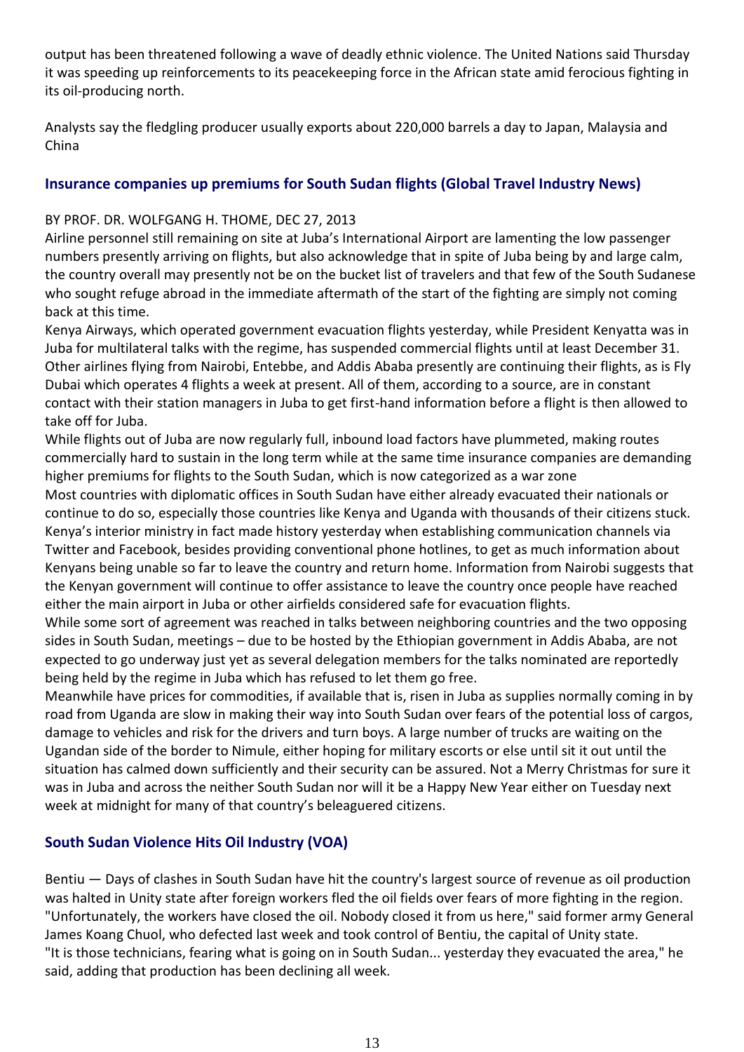output has been threatened following a wave of deadly ethnic violence. The United Nations said Thursday it was speeding up reinforcements to its peacekeeping force in the African state amid ferocious fighting in its oil-producing north.

Analysts say the fledgling producer usually exports about 220,000 barrels a day to Japan, Malaysia and China

## Insurance companies up premiums for South Sudan flights (Global Travel Industry News)

BY PROF. DR. WOLFGANG H. THOME, DEC 27, 2013

Airline personnel still remaining on site at Juba's International Airport are lamenting the low passenger numbers presently arriving on flights, but also acknowledge that in spite of Juba being by and large calm, the country overall may presently not be on the bucket list of travelers and that few of the South Sudanese who sought refuge abroad in the immediate aftermath of the start of the fighting are simply not coming back at this time.

Kenya Airways, which operated government evacuation flights yesterday, while President Kenyatta was in Juba for multilateral talks with the regime, has suspended commercial flights until at least December 31. Other airlines flying from Nairobi, Entebbe, and Addis Ababa presently are continuing their flights, as is Fly Dubai which operates 4 flights a week at present. All of them, according to a source, are in constant contact with their station managers in Juba to get first-hand information before a flight is then allowed to take off for Juba.

While flights out of Juba are now regularly full, inbound load factors have plummeted, making routes commercially hard to sustain in the long term while at the same time insurance companies are demanding higher premiums for flights to the South Sudan, which is now categorized as a war zone

Most countries with diplomatic offices in South Sudan have either already evacuated their nationals or continue to do so, especially those countries like Kenya and Uganda with thousands of their citizens stuck. Kenya's interior ministry in fact made history yesterday when establishing communication channels via Twitter and Facebook, besides providing conventional phone hotlines, to get as much information about Kenyans being unable so far to leave the country and return home. Information from Nairobi suggests that the Kenyan government will continue to offer assistance to leave the country once people have reached either the main airport in Juba or other airfields considered safe for evacuation flights.

While some sort of agreement was reached in talks between neighboring countries and the two opposing sides in South Sudan, meetings – due to be hosted by the Ethiopian government in Addis Ababa, are not expected to go underway just yet as several delegation members for the talks nominated are reportedly being held by the regime in Juba which has refused to let them go free.

Meanwhile have prices for commodities, if available that is, risen in Juba as supplies normally coming in by road from Uganda are slow in making their way into South Sudan over fears of the potential loss of cargos, damage to vehicles and risk for the drivers and turn boys. A large number of trucks are waiting on the Ugandan side of the border to Nimule, either hoping for military escorts or else until sit it out until the situation has calmed down sufficiently and their security can be assured. Not a Merry Christmas for sure it was in Juba and across the neither South Sudan nor will it be a Happy New Year either on Tuesday next week at midnight for many of that country's beleaguered citizens.

## South Sudan Violence Hits Oil Industry (VOA)

Bentiu — Days of clashes in South Sudan have hit the country's largest source of revenue as oil production was halted in Unity state after foreign workers fled the oil fields over fears of more fighting in the region. "Unfortunately, the workers have closed the oil. Nobody closed it from us here," said former army General James Koang Chuol, who defected last week and took control of Bentiu, the capital of Unity state. "It is those technicians, fearing what is going on in South Sudan... yesterday they evacuated the area," he said, adding that production has been declining all week.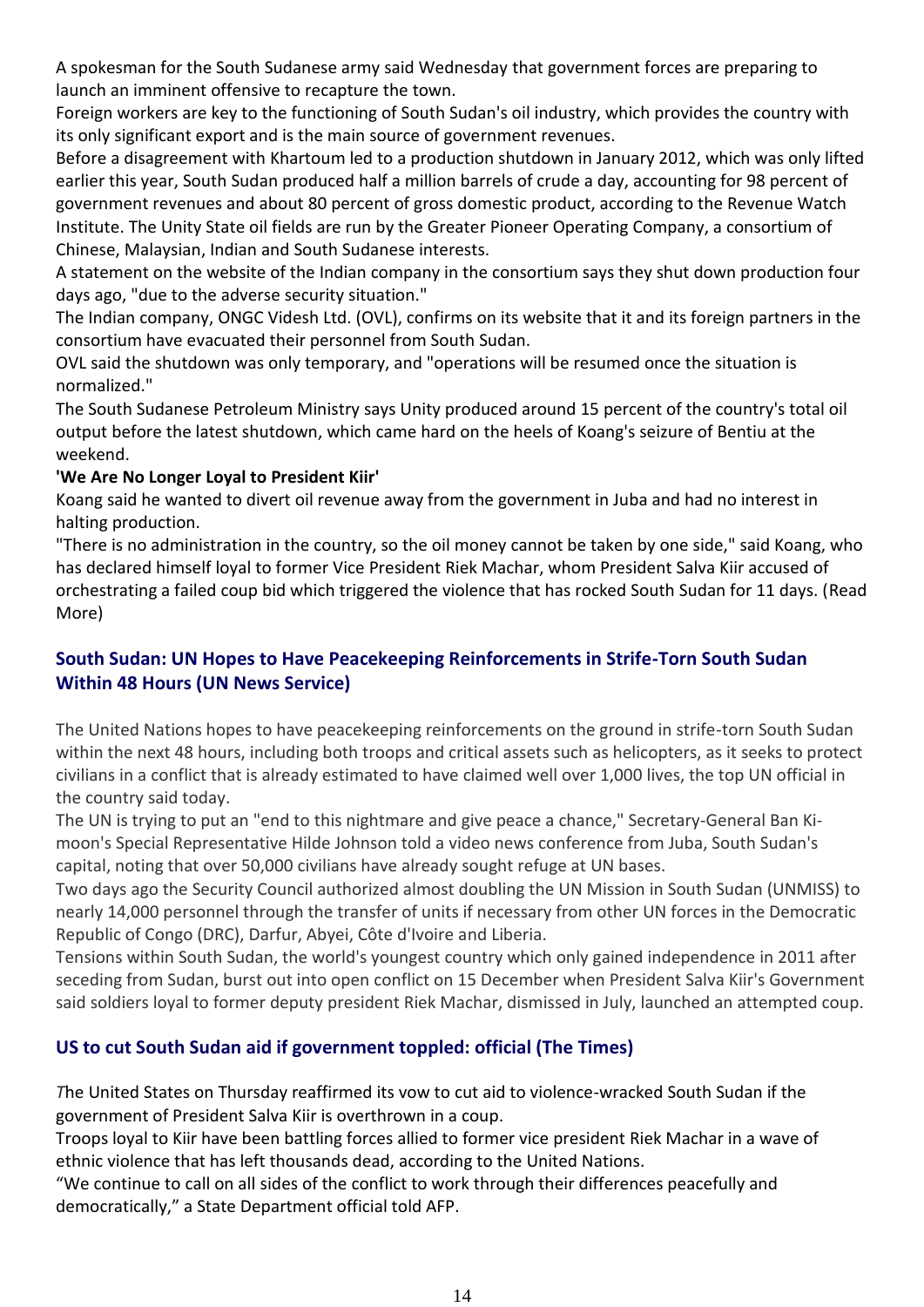A spokesman for the South Sudanese army said Wednesday that government forces are preparing to launch an imminent offensive to recapture the town.

Foreign workers are key to the functioning of South Sudan's oil industry, which provides the country with its only significant export and is the main source of government revenues.

Before a disagreement with Khartoum led to a production shutdown in January 2012, which was only lifted earlier this year, South Sudan produced half a million barrels of crude a day, accounting for 98 percent of government revenues and about 80 percent of gross domestic product, according to the Revenue Watch Institute. The Unity State oil fields are run by the Greater Pioneer Operating Company, a consortium of Chinese, Malaysian, Indian and South Sudanese interests.

A statement on the website of the Indian company in the consortium says they shut down production four days ago, "due to the adverse security situation."

The Indian company, ONGC Videsh Ltd. (OVL), confirms on its website that it and its foreign partners in the consortium have evacuated their personnel from South Sudan.

OVL said the shutdown was only temporary, and "operations will be resumed once the situation is normalized."

The South Sudanese Petroleum Ministry says Unity produced around 15 percent of the country's total oil output before the latest shutdown, which came hard on the heels of Koang's seizure of Bentiu at the weekend.

**'We Are No Longer Loyal to President Kiir'**

Koang said he wanted to divert oil revenue away from the government in Juba and had no interest in halting production.

"There is no administration in the country, so the oil money cannot be taken by one side," said Koang, who has declared himself loyal to former Vice President Riek Machar, whom President Salva Kiir accused of orchestrating a failed coup bid which triggered the violence that has rocked South Sudan for 11 days. (Read More)

### South Sudan: UN Hopes to Have Peacekeeping Reinforcements in Strife-Torn South Sudan Within 48 Hours (UN News Service)

The United Nations hopes to have peacekeeping reinforcements on the ground in strife-torn South Sudan within the next 48 hours, including both troops and critical assets such as helicopters, as it seeks to protect civilians in a conflict that is already estimated to have claimed well over 1,000 lives, the top UN official in the country said today.

The UN is trying to put an "end to this nightmare and give peace a chance," Secretary-General Ban Ki-moon's Special Representative Hilde Johnson told a video news conference from Juba, South Sudan's capital, noting that over 50,000 civilians have already sought refuge at UN bases.

Two days ago the Security Council authorized almost doubling the UN Mission in South Sudan (UNMISS) to nearly 14,000 personnel through the transfer of units if necessary from other UN forces in the Democratic Republic of Congo (DRC), Darfur, Abyei, Côte d'Ivoire and Liberia.

Tensions within South Sudan, the world's youngest country which only gained independence in 2011 after seceding from Sudan, burst out into open conflict on 15 December when President Salva Kiir's Government said soldiers loyal to former deputy president Riek Machar, dismissed in July, launched an attempted coup.

### US to cut South Sudan aid if government toppled: official (The Times)

The United States on Thursday reaffirmed its vow to cut aid to violence-wracked South Sudan if the government of President Salva Kiir is overthrown in a coup.

Troops loyal to Kiir have been battling forces allied to former vice president Riek Machar in a wave of ethnic violence that has left thousands dead, according to the United Nations.

"We continue to call on all sides of the conflict to work through their differences peacefully and democratically," a State Department official told AFP.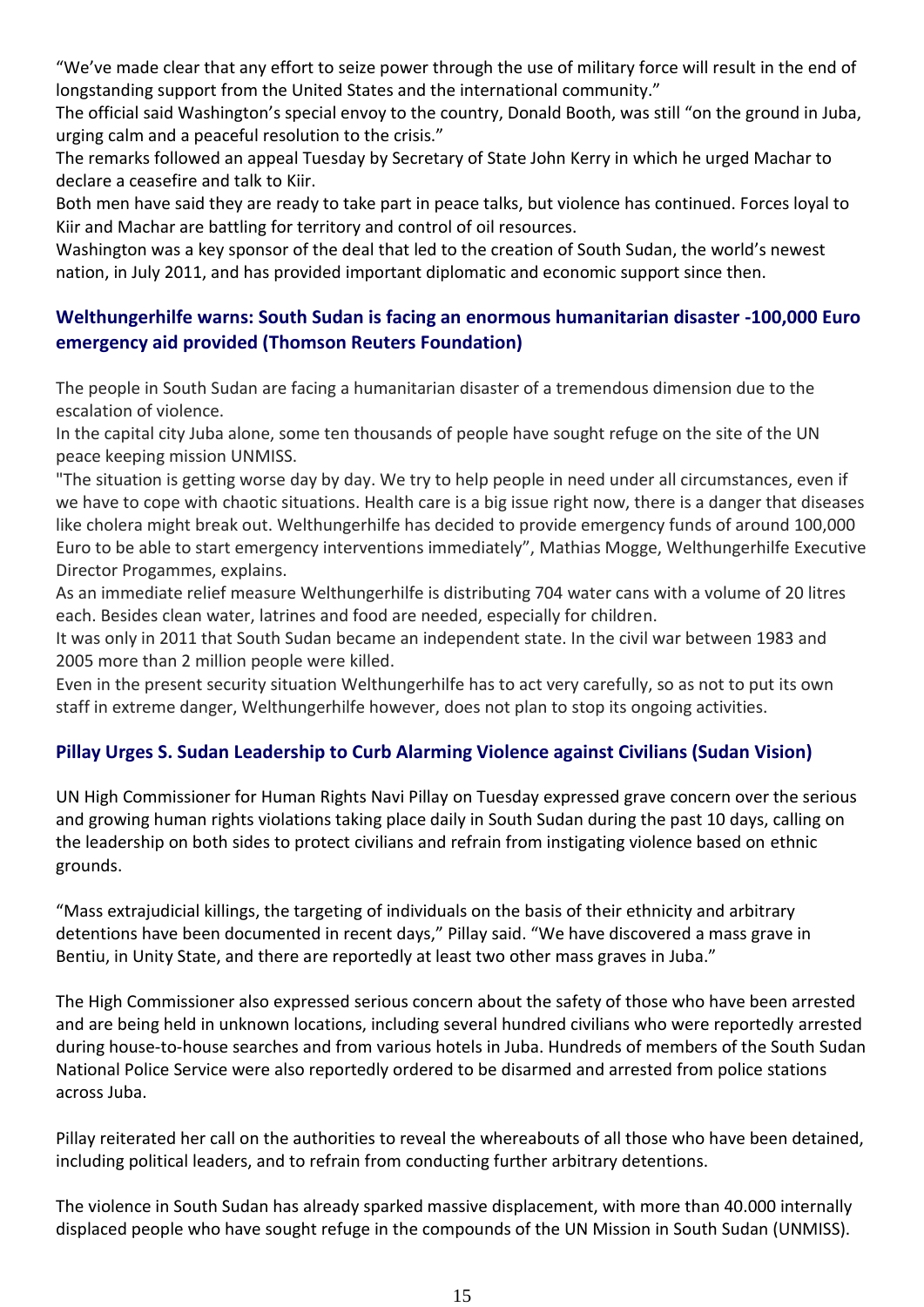"We've made clear that any effort to seize power through the use of military force will result in the end of longstanding support from the United States and the international community."

The official said Washington's special envoy to the country, Donald Booth, was still "on the ground in Juba, urging calm and a peaceful resolution to the crisis."

The remarks followed an appeal Tuesday by Secretary of State John Kerry in which he urged Machar to declare a ceasefire and talk to Kiir.

Both men have said they are ready to take part in peace talks, but violence has continued. Forces loyal to Kiir and Machar are battling for territory and control of oil resources.

Washington was a key sponsor of the deal that led to the creation of South Sudan, the world's newest nation, in July 2011, and has provided important diplomatic and economic support since then.

## Welthungerhilfe warns: South Sudan is facing an enormous humanitarian disaster -100,000 Euro emergency aid provided (Thomson Reuters Foundation)

The people in South Sudan are facing a humanitarian disaster of a tremendous dimension due to the escalation of violence.

In the capital city Juba alone, some ten thousands of people have sought refuge on the site of the UN peace keeping mission UNMISS.

"The situation is getting worse day by day. We try to help people in need under all circumstances, even if we have to cope with chaotic situations. Health care is a big issue right now, there is a danger that diseases like cholera might break out. Welthungerhilfe has decided to provide emergency funds of around 100,000 Euro to be able to start emergency interventions immediately", Mathias Mogge, Welthungerhilfe Executive Director Progammes, explains.

As an immediate relief measure Welthungerhilfe is distributing 704 water cans with a volume of 20 litres each. Besides clean water, latrines and food are needed, especially for children.

It was only in 2011 that South Sudan became an independent state. In the civil war between 1983 and 2005 more than 2 million people were killed.

Even in the present security situation Welthungerhilfe has to act very carefully, so as not to put its own staff in extreme danger, Welthungerhilfe however, does not plan to stop its ongoing activities.

## Pillay Urges S. Sudan Leadership to Curb Alarming Violence against Civilians (Sudan Vision)

UN High Commissioner for Human Rights Navi Pillay on Tuesday expressed grave concern over the serious and growing human rights violations taking place daily in South Sudan during the past 10 days, calling on the leadership on both sides to protect civilians and refrain from instigating violence based on ethnic grounds.

"Mass extrajudicial killings, the targeting of individuals on the basis of their ethnicity and arbitrary detentions have been documented in recent days," Pillay said. "We have discovered a mass grave in Bentiu, in Unity State, and there are reportedly at least two other mass graves in Juba."

The High Commissioner also expressed serious concern about the safety of those who have been arrested and are being held in unknown locations, including several hundred civilians who were reportedly arrested during house-to-house searches and from various hotels in Juba. Hundreds of members of the South Sudan National Police Service were also reportedly ordered to be disarmed and arrested from police stations across Juba.

Pillay reiterated her call on the authorities to reveal the whereabouts of all those who have been detained, including political leaders, and to refrain from conducting further arbitrary detentions.

The violence in South Sudan has already sparked massive displacement, with more than 40.000 internally displaced people who have sought refuge in the compounds of the UN Mission in South Sudan (UNMISS).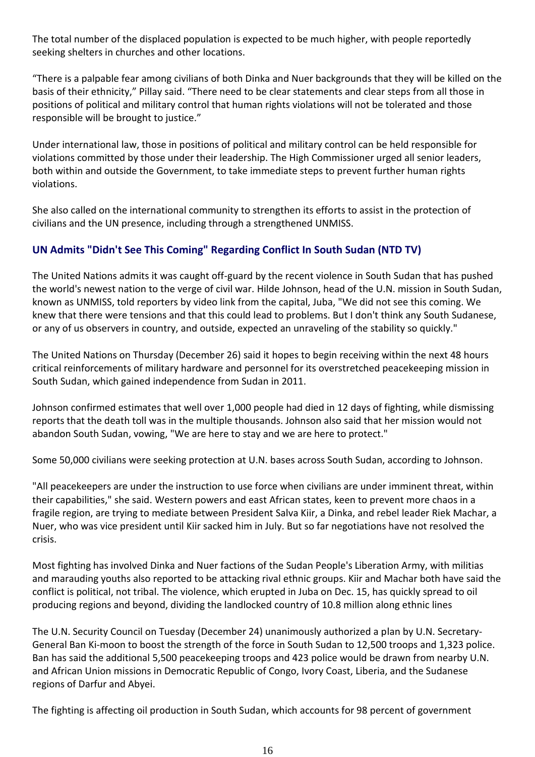The total number of the displaced population is expected to be much higher, with people reportedly seeking shelters in churches and other locations.

“There is a palpable fear among civilians of both Dinka and Nuer backgrounds that they will be killed on the basis of their ethnicity,” Pillay said. “There need to be clear statements and clear steps from all those in positions of political and military control that human rights violations will not be tolerated and those responsible will be brought to justice.”

Under international law, those in positions of political and military control can be held responsible for violations committed by those under their leadership. The High Commissioner urged all senior leaders, both within and outside the Government, to take immediate steps to prevent further human rights violations.

She also called on the international community to strengthen its efforts to assist in the protection of civilians and the UN presence, including through a strengthened UNMISS.

### UN Admits "Didn't See This Coming" Regarding Conflict In South Sudan (NTD TV)

The United Nations admits it was caught off-guard by the recent violence in South Sudan that has pushed the world's newest nation to the verge of civil war. Hilde Johnson, head of the U.N. mission in South Sudan, known as UNMISS, told reporters by video link from the capital, Juba, "We did not see this coming. We knew that there were tensions and that this could lead to problems. But I don't think any South Sudanese, or any of us observers in country, and outside, expected an unraveling of the stability so quickly."

The United Nations on Thursday (December 26) said it hopes to begin receiving within the next 48 hours critical reinforcements of military hardware and personnel for its overstretched peacekeeping mission in South Sudan, which gained independence from Sudan in 2011.

Johnson confirmed estimates that well over 1,000 people had died in 12 days of fighting, while dismissing reports that the death toll was in the multiple thousands. Johnson also said that her mission would not abandon South Sudan, vowing, "We are here to stay and we are here to protect."

Some 50,000 civilians were seeking protection at U.N. bases across South Sudan, according to Johnson.

"All peacekeepers are under the instruction to use force when civilians are under imminent threat, within their capabilities," she said. Western powers and east African states, keen to prevent more chaos in a fragile region, are trying to mediate between President Salva Kiir, a Dinka, and rebel leader Riek Machar, a Nuer, who was vice president until Kiir sacked him in July. But so far negotiations have not resolved the crisis.

Most fighting has involved Dinka and Nuer factions of the Sudan People's Liberation Army, with militias and marauding youths also reported to be attacking rival ethnic groups. Kiir and Machar both have said the conflict is political, not tribal. The violence, which erupted in Juba on Dec. 15, has quickly spread to oil producing regions and beyond, dividing the landlocked country of 10.8 million along ethnic lines

The U.N. Security Council on Tuesday (December 24) unanimously authorized a plan by U.N. Secretary-General Ban Ki-moon to boost the strength of the force in South Sudan to 12,500 troops and 1,323 police. Ban has said the additional 5,500 peacekeeping troops and 423 police would be drawn from nearby U.N. and African Union missions in Democratic Republic of Congo, Ivory Coast, Liberia, and the Sudanese regions of Darfur and Abyei.

The fighting is affecting oil production in South Sudan, which accounts for 98 percent of government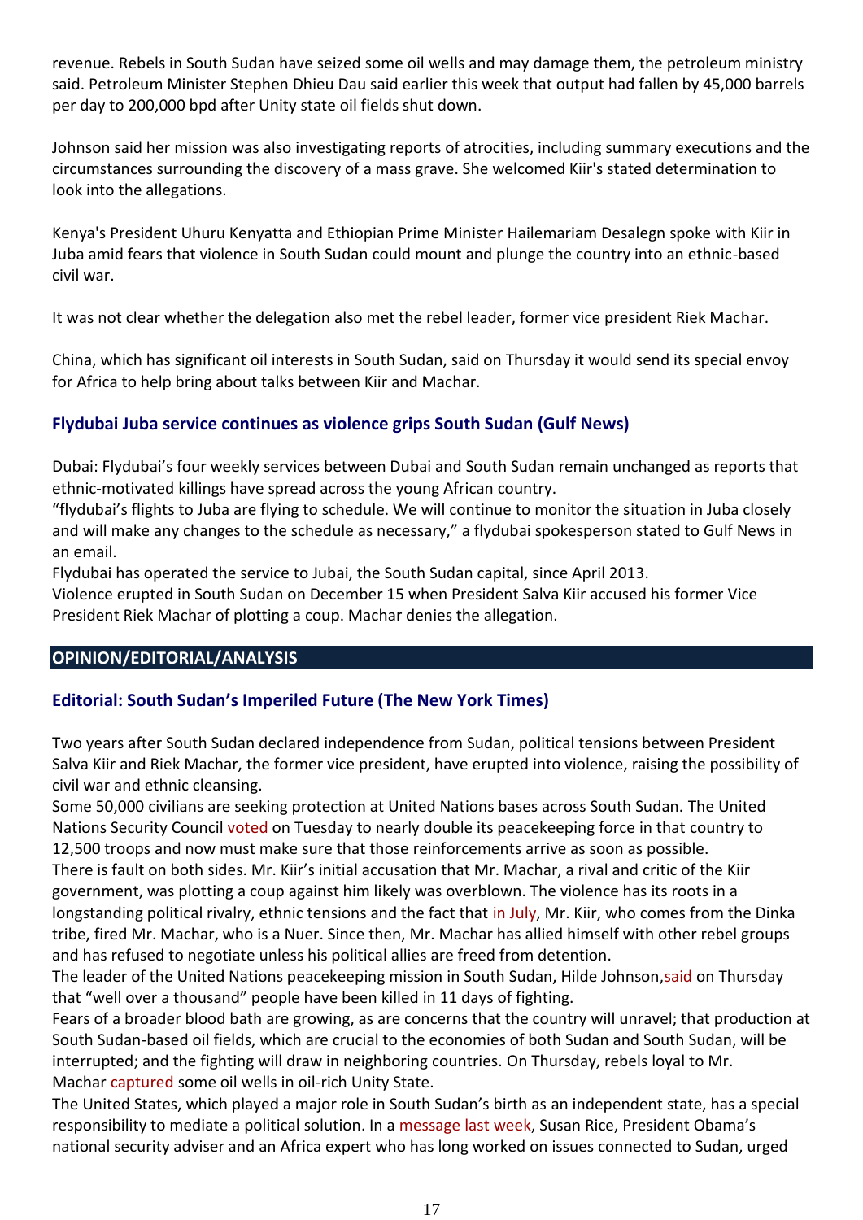revenue. Rebels in South Sudan have seized some oil wells and may damage them, the petroleum ministry said. Petroleum Minister Stephen Dhieu Dau said earlier this week that output had fallen by 45,000 barrels per day to 200,000 bpd after Unity state oil fields shut down.

Johnson said her mission was also investigating reports of atrocities, including summary executions and the circumstances surrounding the discovery of a mass grave. She welcomed Kiir's stated determination to look into the allegations.

Kenya's President Uhuru Kenyatta and Ethiopian Prime Minister Hailemariam Desalegn spoke with Kiir in Juba amid fears that violence in South Sudan could mount and plunge the country into an ethnic-based civil war.

It was not clear whether the delegation also met the rebel leader, former vice president Riek Machar.

China, which has significant oil interests in South Sudan, said on Thursday it would send its special envoy for Africa to help bring about talks between Kiir and Machar.

### Flydubai Juba service continues as violence grips South Sudan (Gulf News)

Dubai: Flydubai's four weekly services between Dubai and South Sudan remain unchanged as reports that ethnic-motivated killings have spread across the young African country.

"flydubai's flights to Juba are flying to schedule. We will continue to monitor the situation in Juba closely and will make any changes to the schedule as necessary," a flydubai spokesperson stated to Gulf News in an email.

Flydubai has operated the service to Jubai, the South Sudan capital, since April 2013.

Violence erupted in South Sudan on December 15 when President Salva Kiir accused his former Vice President Riek Machar of plotting a coup. Machar denies the allegation.

## OPINION/EDITORIAL/ANALYSIS

### Editorial: South Sudan's Imperiled Future (The New York Times)

Two years after South Sudan declared independence from Sudan, political tensions between President Salva Kiir and Riek Machar, the former vice president, have erupted into violence, raising the possibility of civil war and ethnic cleansing.

Some 50,000 civilians are seeking protection at United Nations bases across South Sudan. The United Nations Security Council voted on Tuesday to nearly double its peacekeeping force in that country to 12,500 troops and now must make sure that those reinforcements arrive as soon as possible.

There is fault on both sides. Mr. Kiir's initial accusation that Mr. Machar, a rival and critic of the Kiir government, was plotting a coup against him likely was overblown. The violence has its roots in a longstanding political rivalry, ethnic tensions and the fact that in July, Mr. Kiir, who comes from the Dinka tribe, fired Mr. Machar, who is a Nuer. Since then, Mr. Machar has allied himself with other rebel groups and has refused to negotiate unless his political allies are freed from detention.

The leader of the United Nations peacekeeping mission in South Sudan, Hilde Johnson,said on Thursday that "well over a thousand" people have been killed in 11 days of fighting.

Fears of a broader blood bath are growing, as are concerns that the country will unravel; that production at South Sudan-based oil fields, which are crucial to the economies of both Sudan and South Sudan, will be interrupted; and the fighting will draw in neighboring countries. On Thursday, rebels loyal to Mr. Machar captured some oil wells in oil-rich Unity State.

The United States, which played a major role in South Sudan's birth as an independent state, has a special responsibility to mediate a political solution. In a message last week, Susan Rice, President Obama's national security adviser and an Africa expert who has long worked on issues connected to Sudan, urged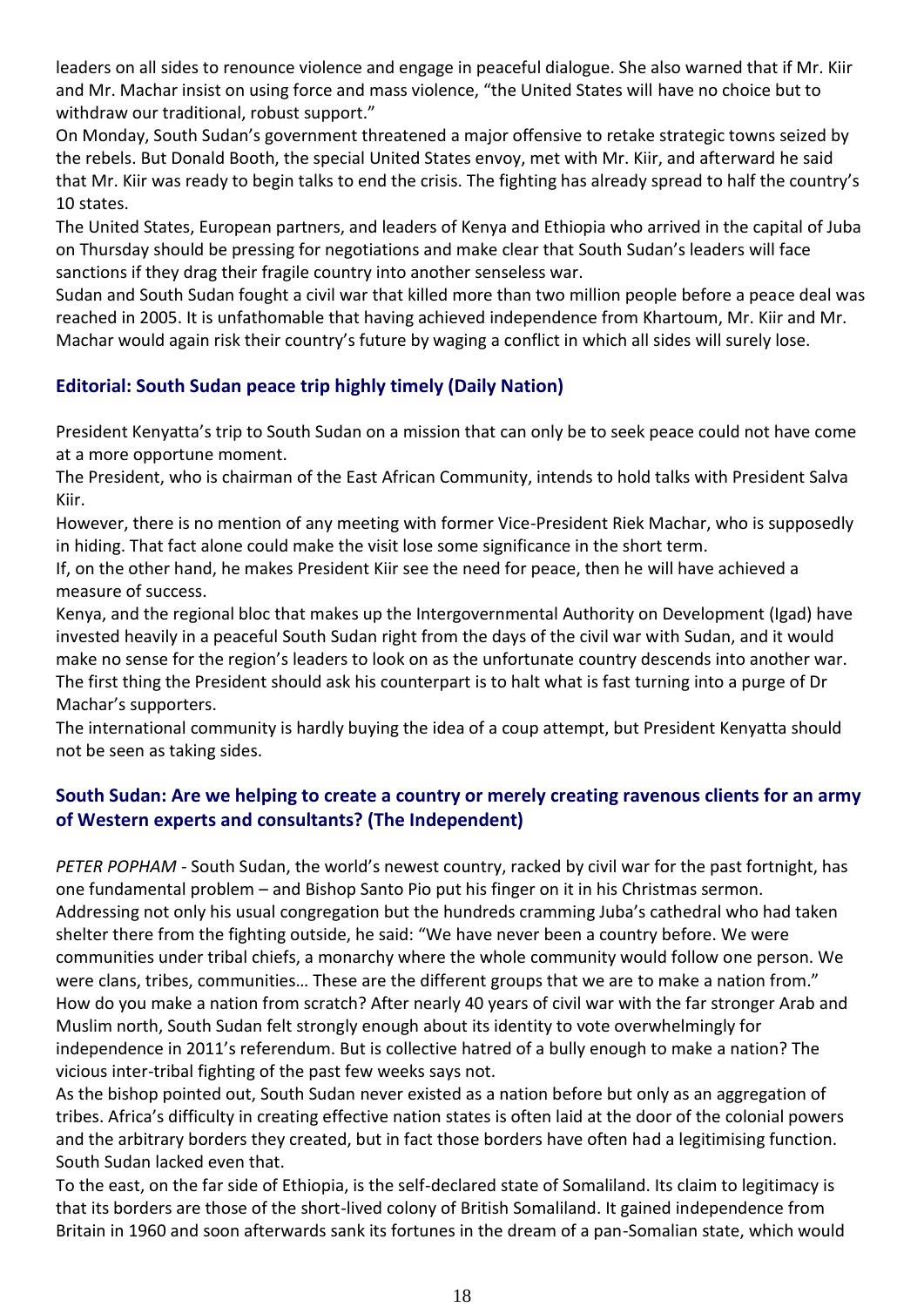leaders on all sides to renounce violence and engage in peaceful dialogue. She also warned that if Mr. Kiir and Mr. Machar insist on using force and mass violence, "the United States will have no choice but to withdraw our traditional, robust support."

On Monday, South Sudan's government threatened a major offensive to retake strategic towns seized by the rebels. But Donald Booth, the special United States envoy, met with Mr. Kiir, and afterward he said that Mr. Kiir was ready to begin talks to end the crisis. The fighting has already spread to half the country's 10 states.

The United States, European partners, and leaders of Kenya and Ethiopia who arrived in the capital of Juba on Thursday should be pressing for negotiations and make clear that South Sudan's leaders will face sanctions if they drag their fragile country into another senseless war.

Sudan and South Sudan fought a civil war that killed more than two million people before a peace deal was reached in 2005. It is unfathomable that having achieved independence from Khartoum, Mr. Kiir and Mr. Machar would again risk their country's future by waging a conflict in which all sides will surely lose.

### Editorial: South Sudan peace trip highly timely (Daily Nation)

President Kenyatta's trip to South Sudan on a mission that can only be to seek peace could not have come at a more opportune moment.

The President, who is chairman of the East African Community, intends to hold talks with President Salva Kiir.

However, there is no mention of any meeting with former Vice-President Riek Machar, who is supposedly in hiding. That fact alone could make the visit lose some significance in the short term.

If, on the other hand, he makes President Kiir see the need for peace, then he will have achieved a measure of success.

Kenya, and the regional bloc that makes up the Intergovernmental Authority on Development (Igad) have invested heavily in a peaceful South Sudan right from the days of the civil war with Sudan, and it would make no sense for the region's leaders to look on as the unfortunate country descends into another war.

The first thing the President should ask his counterpart is to halt what is fast turning into a purge of Dr Machar's supporters.

The international community is hardly buying the idea of a coup attempt, but President Kenyatta should not be seen as taking sides.

### South Sudan: Are we helping to create a country or merely creating ravenous clients for an army of Western experts and consultants? (The Independent)

*PETER POPHAM* - South Sudan, the world's newest country, racked by civil war for the past fortnight, has one fundamental problem – and Bishop Santo Pio put his finger on it in his Christmas sermon.

Addressing not only his usual congregation but the hundreds cramming Juba's cathedral who had taken shelter there from the fighting outside, he said: "We have never been a country before. We were communities under tribal chiefs, a monarchy where the whole community would follow one person. We were clans, tribes, communities… These are the different groups that we are to make a nation from."

How do you make a nation from scratch? After nearly 40 years of civil war with the far stronger Arab and Muslim north, South Sudan felt strongly enough about its identity to vote overwhelmingly for independence in 2011's referendum. But is collective hatred of a bully enough to make a nation? The vicious inter-tribal fighting of the past few weeks says not.

As the bishop pointed out, South Sudan never existed as a nation before but only as an aggregation of tribes. Africa's difficulty in creating effective nation states is often laid at the door of the colonial powers and the arbitrary borders they created, but in fact those borders have often had a legitimising function. South Sudan lacked even that.

To the east, on the far side of Ethiopia, is the self-declared state of Somaliland. Its claim to legitimacy is that its borders are those of the short-lived colony of British Somaliland. It gained independence from Britain in 1960 and soon afterwards sank its fortunes in the dream of a pan-Somalian state, which would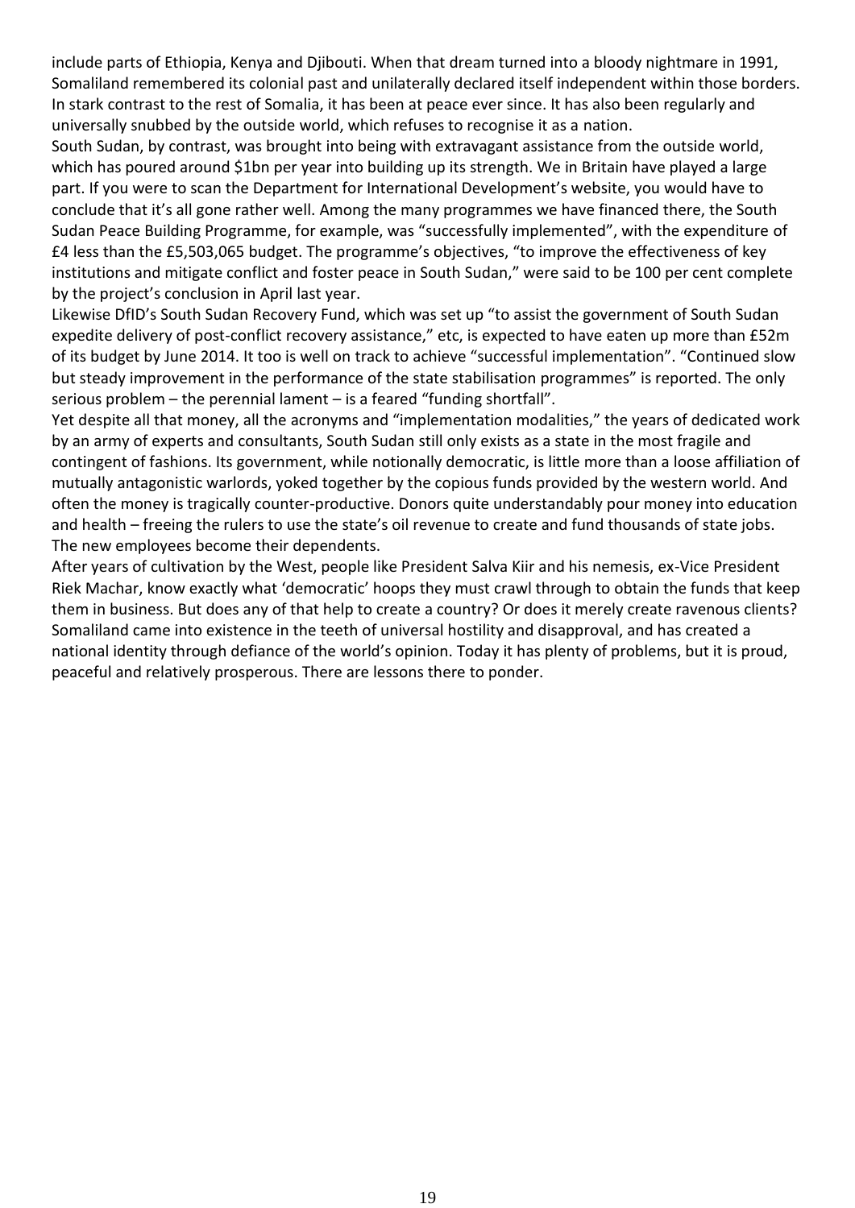include parts of Ethiopia, Kenya and Djibouti. When that dream turned into a bloody nightmare in 1991, Somaliland remembered its colonial past and unilaterally declared itself independent within those borders. In stark contrast to the rest of Somalia, it has been at peace ever since. It has also been regularly and universally snubbed by the outside world, which refuses to recognise it as a nation.

South Sudan, by contrast, was brought into being with extravagant assistance from the outside world, which has poured around $1bn per year into building up its strength. We in Britain have played a large part. If you were to scan the Department for International Development's website, you would have to conclude that it's all gone rather well. Among the many programmes we have financed there, the South Sudan Peace Building Programme, for example, was "successfully implemented", with the expenditure of £4 less than the £5,503,065 budget. The programme's objectives, "to improve the effectiveness of key institutions and mitigate conflict and foster peace in South Sudan," were said to be 100 per cent complete by the project's conclusion in April last year.

Likewise DfID's South Sudan Recovery Fund, which was set up "to assist the government of South Sudan expedite delivery of post-conflict recovery assistance," etc, is expected to have eaten up more than £52m of its budget by June 2014. It too is well on track to achieve "successful implementation". "Continued slow but steady improvement in the performance of the state stabilisation programmes" is reported. The only serious problem – the perennial lament – is a feared "funding shortfall".

Yet despite all that money, all the acronyms and "implementation modalities," the years of dedicated work by an army of experts and consultants, South Sudan still only exists as a state in the most fragile and contingent of fashions. Its government, while notionally democratic, is little more than a loose affiliation of mutually antagonistic warlords, yoked together by the copious funds provided by the western world. And often the money is tragically counter-productive. Donors quite understandably pour money into education and health – freeing the rulers to use the state's oil revenue to create and fund thousands of state jobs. The new employees become their dependents.

After years of cultivation by the West, people like President Salva Kiir and his nemesis, ex-Vice President Riek Machar, know exactly what 'democratic' hoops they must crawl through to obtain the funds that keep them in business. But does any of that help to create a country? Or does it merely create ravenous clients? Somaliland came into existence in the teeth of universal hostility and disapproval, and has created a national identity through defiance of the world's opinion. Today it has plenty of problems, but it is proud, peaceful and relatively prosperous. There are lessons there to ponder.